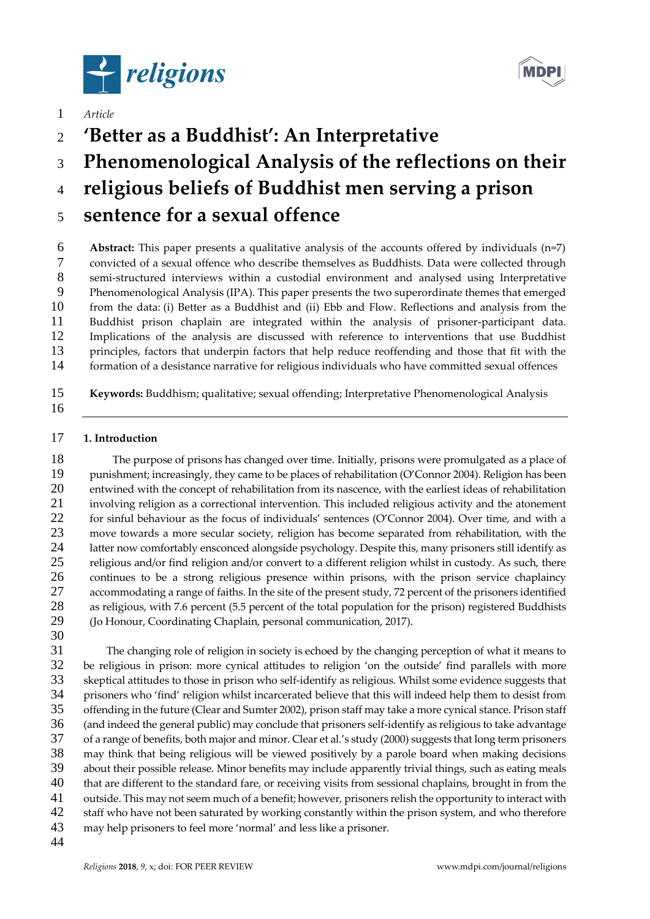*Article*

# 'Better as a Buddhist': An Interpretative Phenomenological Analysis of the reflections on their religious beliefs of Buddhist men serving a prison sentence for a sexual offence

**Abstract:** This paper presents a qualitative analysis of the accounts offered by individuals (n=7) convicted of a sexual offence who describe themselves as Buddhists. Data were collected through semi-structured interviews within a custodial environment and analysed using Interpretative Phenomenological Analysis (IPA). This paper presents the two superordinate themes that emerged from the data: (i) Better as a Buddhist and (ii) Ebb and Flow. Reflections and analysis from the Buddhist prison chaplain are integrated within the analysis of prisoner-participant data. Implications of the analysis are discussed with reference to interventions that use Buddhist principles, factors that underpin factors that help reduce reoffending and those that fit with the formation of a desistance narrative for religious individuals who have committed sexual offences

**Keywords:** Buddhism; qualitative; sexual offending; Interpretative Phenomenological Analysis

---

## 1. Introduction

The purpose of prisons has changed over time. Initially, prisons were promulgated as a place of punishment; increasingly, they came to be places of rehabilitation (O'Connor 2004). Religion has been entwined with the concept of rehabilitation from its nascence, with the earliest ideas of rehabilitation involving religion as a correctional intervention. This included religious activity and the atonement for sinful behaviour as the focus of individuals' sentences (O'Connor 2004). Over time, and with a move towards a more secular society, religion has become separated from rehabilitation, with the latter now comfortably ensconced alongside psychology. Despite this, many prisoners still identify as religious and/or find religion and/or convert to a different religion whilst in custody. As such, there continues to be a strong religious presence within prisons, with the prison service chaplaincy accommodating a range of faiths. In the site of the present study, 72 percent of the prisoners identified as religious, with 7.6 percent (5.5 percent of the total population for the prison) registered Buddhists (Jo Honour, Coordinating Chaplain, personal communication, 2017).

The changing role of religion in society is echoed by the changing perception of what it means to be religious in prison: more cynical attitudes to religion 'on the outside' find parallels with more skeptical attitudes to those in prison who self-identify as religious. Whilst some evidence suggests that prisoners who 'find' religion whilst incarcerated believe that this will indeed help them to desist from offending in the future (Clear and Sumter 2002), prison staff may take a more cynical stance. Prison staff (and indeed the general public) may conclude that prisoners self-identify as religious to take advantage of a range of benefits, both major and minor. Clear et al.'s study (2000) suggests that long term prisoners may think that being religious will be viewed positively by a parole board when making decisions about their possible release. Minor benefits may include apparently trivial things, such as eating meals that are different to the standard fare, or receiving visits from sessional chaplains, brought in from the outside. This may not seem much of a benefit; however, prisoners relish the opportunity to interact with staff who have not been saturated by working constantly within the prison system, and who therefore may help prisoners to feel more 'normal' and less like a prisoner.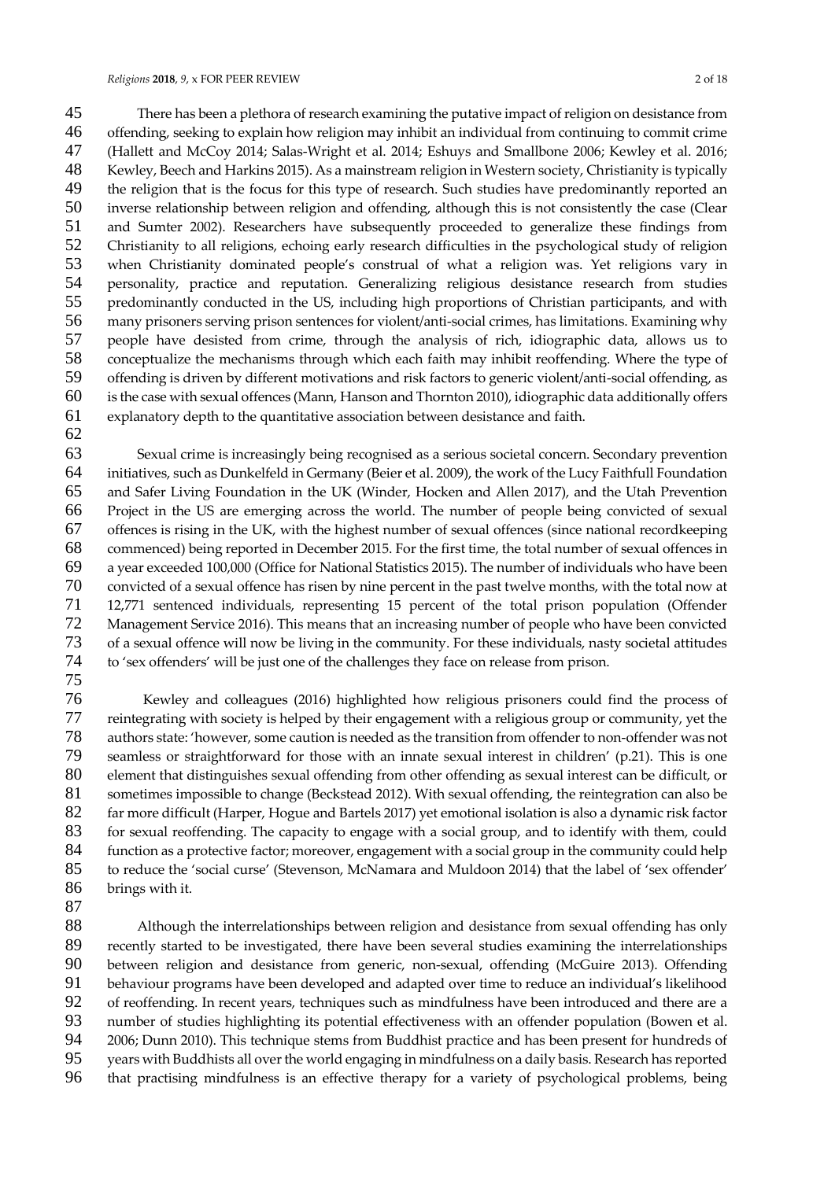There has been a plethora of research examining the putative impact of religion on desistance from offending, seeking to explain how religion may inhibit an individual from continuing to commit crime (Hallett and McCoy 2014; Salas-Wright et al. 2014; Eshuys and Smallbone 2006; Kewley et al. 2016; Kewley, Beech and Harkins 2015). As a mainstream religion in Western society, Christianity is typically the religion that is the focus for this type of research. Such studies have predominantly reported an inverse relationship between religion and offending, although this is not consistently the case (Clear and Sumter 2002). Researchers have subsequently proceeded to generalize these findings from Christianity to all religions, echoing early research difficulties in the psychological study of religion when Christianity dominated people's construal of what a religion was. Yet religions vary in personality, practice and reputation. Generalizing religious desistance research from studies predominantly conducted in the US, including high proportions of Christian participants, and with many prisoners serving prison sentences for violent/anti-social crimes, has limitations. Examining why people have desisted from crime, through the analysis of rich, idiographic data, allows us to conceptualize the mechanisms through which each faith may inhibit reoffending. Where the type of offending is driven by different motivations and risk factors to generic violent/anti-social offending, as is the case with sexual offences (Mann, Hanson and Thornton 2010), idiographic data additionally offers explanatory depth to the quantitative association between desistance and faith.

Sexual crime is increasingly being recognised as a serious societal concern. Secondary prevention initiatives, such as Dunkelfeld in Germany (Beier et al. 2009), the work of the Lucy Faithfull Foundation and Safer Living Foundation in the UK (Winder, Hocken and Allen 2017), and the Utah Prevention Project in the US are emerging across the world. The number of people being convicted of sexual offences is rising in the UK, with the highest number of sexual offences (since national recordkeeping commenced) being reported in December 2015. For the first time, the total number of sexual offences in a year exceeded 100,000 (Office for National Statistics 2015). The number of individuals who have been convicted of a sexual offence has risen by nine percent in the past twelve months, with the total now at 12,771 sentenced individuals, representing 15 percent of the total prison population (Offender Management Service 2016). This means that an increasing number of people who have been convicted of a sexual offence will now be living in the community. For these individuals, nasty societal attitudes to 'sex offenders' will be just one of the challenges they face on release from prison.

Kewley and colleagues (2016) highlighted how religious prisoners could find the process of reintegrating with society is helped by their engagement with a religious group or community, yet the authors state: 'however, some caution is needed as the transition from offender to non-offender was not seamless or straightforward for those with an innate sexual interest in children' (p.21). This is one element that distinguishes sexual offending from other offending as sexual interest can be difficult, or sometimes impossible to change (Beckstead 2012). With sexual offending, the reintegration can also be far more difficult (Harper, Hogue and Bartels 2017) yet emotional isolation is also a dynamic risk factor for sexual reoffending. The capacity to engage with a social group, and to identify with them, could function as a protective factor; moreover, engagement with a social group in the community could help to reduce the 'social curse' (Stevenson, McNamara and Muldoon 2014) that the label of 'sex offender' brings with it.

Although the interrelationships between religion and desistance from sexual offending has only recently started to be investigated, there have been several studies examining the interrelationships between religion and desistance from generic, non-sexual, offending (McGuire 2013). Offending behaviour programs have been developed and adapted over time to reduce an individual's likelihood of reoffending. In recent years, techniques such as mindfulness have been introduced and there are a number of studies highlighting its potential effectiveness with an offender population (Bowen et al. 2006; Dunn 2010). This technique stems from Buddhist practice and has been present for hundreds of years with Buddhists all over the world engaging in mindfulness on a daily basis. Research has reported that practising mindfulness is an effective therapy for a variety of psychological problems, being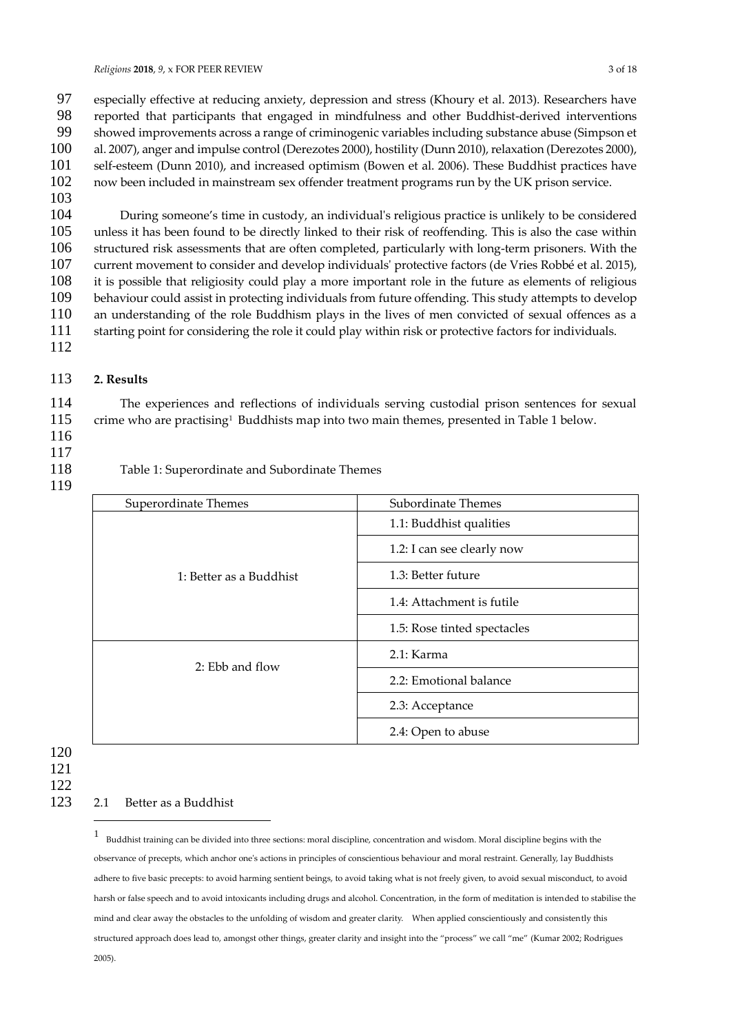especially effective at reducing anxiety, depression and stress (Khoury et al. 2013). Researchers have reported that participants that engaged in mindfulness and other Buddhist-derived interventions showed improvements across a range of criminogenic variables including substance abuse (Simpson et al. 2007), anger and impulse control (Derezotes 2000), hostility (Dunn 2010), relaxation (Derezotes 2000), self-esteem (Dunn 2010), and increased optimism (Bowen et al. 2006). These Buddhist practices have now been included in mainstream sex offender treatment programs run by the UK prison service.

During someone's time in custody, an individual's religious practice is unlikely to be considered unless it has been found to be directly linked to their risk of reoffending. This is also the case within structured risk assessments that are often completed, particularly with long-term prisoners. With the current movement to consider and develop individuals' protective factors (de Vries Robbé et al. 2015), it is possible that religiosity could play a more important role in the future as elements of religious behaviour could assist in protecting individuals from future offending. This study attempts to develop an understanding of the role Buddhism plays in the lives of men convicted of sexual offences as a starting point for considering the role it could play within risk or protective factors for individuals.

## 2. Results

The experiences and reflections of individuals serving custodial prison sentences for sexual crime who are practising[1] Buddhists map into two main themes, presented in Table 1 below.

Table 1: Superordinate and Subordinate Themes

| Superordinate Themes | Subordinate Themes |
|---|---|
| 1: Better as a Buddhist | 1.1: Buddhist qualities |
| | 1.2: I can see clearly now |
| | 1.3: Better future |
| | 1.4: Attachment is futile |
| | 1.5: Rose tinted spectacles |
| 2: Ebb and flow | 2.1: Karma |
| | 2.2: Emotional balance |
| | 2.3: Acceptance |
| | 2.4: Open to abuse |

### 2.1 Better as a Buddhist

[1] Buddhist training can be divided into three sections: moral discipline, concentration and wisdom. Moral discipline begins with the observance of precepts, which anchor one's actions in principles of conscientious behaviour and moral restraint. Generally, lay Buddhists adhere to five basic precepts: to avoid harming sentient beings, to avoid taking what is not freely given, to avoid sexual misconduct, to avoid harsh or false speech and to avoid intoxicants including drugs and alcohol. Concentration, in the form of meditation is intended to stabilise the mind and clear away the obstacles to the unfolding of wisdom and greater clarity. When applied conscientiously and consistently this structured approach does lead to, amongst other things, greater clarity and insight into the "process" we call "me" (Kumar 2002; Rodrigues 2005).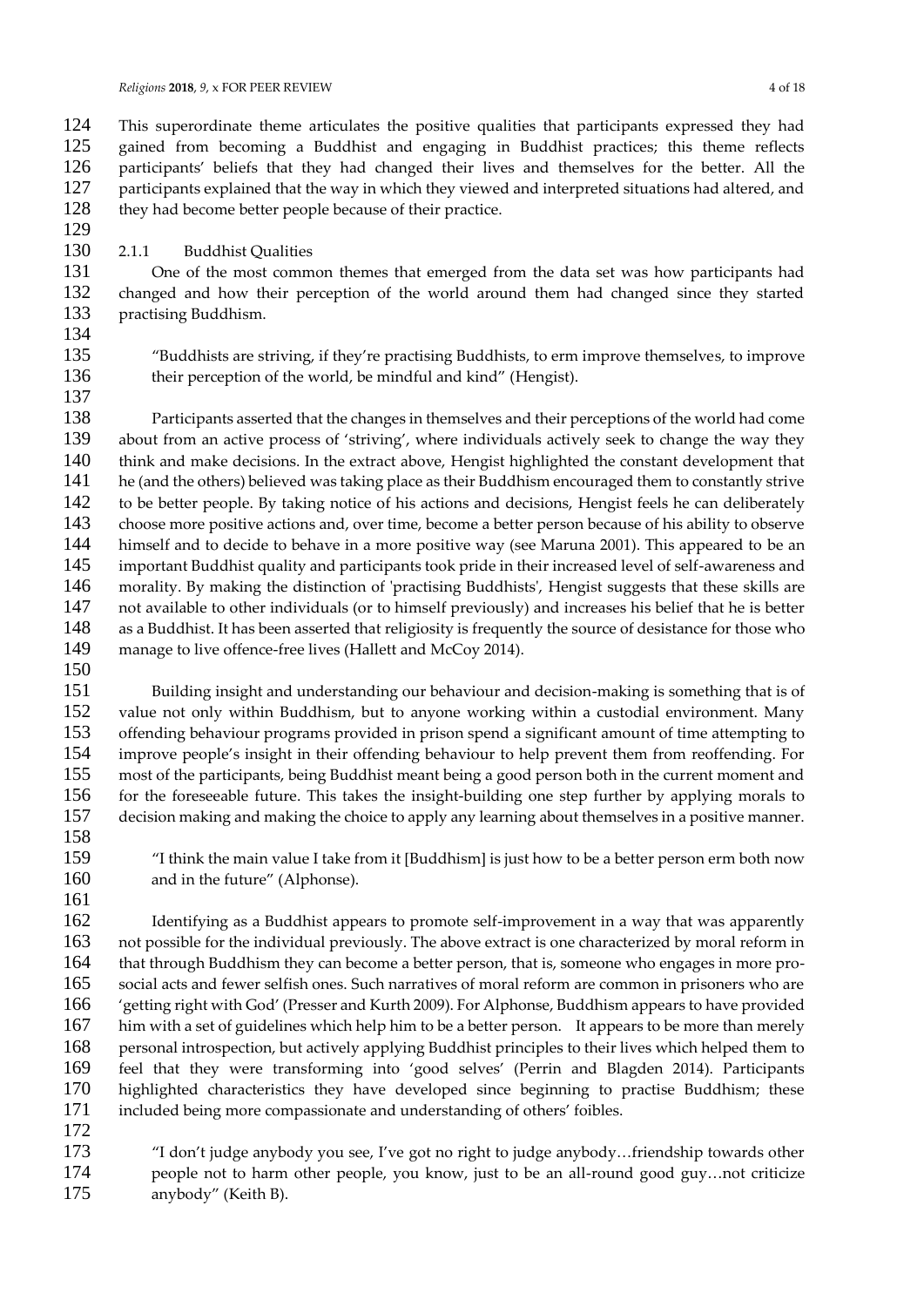This superordinate theme articulates the positive qualities that participants expressed they had gained from becoming a Buddhist and engaging in Buddhist practices; this theme reflects participants' beliefs that they had changed their lives and themselves for the better. All the participants explained that the way in which they viewed and interpreted situations had altered, and they had become better people because of their practice.

#### 2.1.1 Buddhist Qualities

One of the most common themes that emerged from the data set was how participants had changed and how their perception of the world around them had changed since they started practising Buddhism.

> "Buddhists are striving, if they're practising Buddhists, to erm improve themselves, to improve their perception of the world, be mindful and kind" (Hengist).

Participants asserted that the changes in themselves and their perceptions of the world had come about from an active process of 'striving', where individuals actively seek to change the way they think and make decisions. In the extract above, Hengist highlighted the constant development that he (and the others) believed was taking place as their Buddhism encouraged them to constantly strive to be better people. By taking notice of his actions and decisions, Hengist feels he can deliberately choose more positive actions and, over time, become a better person because of his ability to observe himself and to decide to behave in a more positive way (see Maruna 2001). This appeared to be an important Buddhist quality and participants took pride in their increased level of self-awareness and morality. By making the distinction of 'practising Buddhists', Hengist suggests that these skills are not available to other individuals (or to himself previously) and increases his belief that he is better as a Buddhist. It has been asserted that religiosity is frequently the source of desistance for those who manage to live offence-free lives (Hallett and McCoy 2014).

Building insight and understanding our behaviour and decision-making is something that is of value not only within Buddhism, but to anyone working within a custodial environment. Many offending behaviour programs provided in prison spend a significant amount of time attempting to improve people's insight in their offending behaviour to help prevent them from reoffending. For most of the participants, being Buddhist meant being a good person both in the current moment and for the foreseeable future. This takes the insight-building one step further by applying morals to decision making and making the choice to apply any learning about themselves in a positive manner.

> "I think the main value I take from it [Buddhism] is just how to be a better person erm both now and in the future" (Alphonse).

Identifying as a Buddhist appears to promote self-improvement in a way that was apparently not possible for the individual previously. The above extract is one characterized by moral reform in that through Buddhism they can become a better person, that is, someone who engages in more pro-social acts and fewer selfish ones. Such narratives of moral reform are common in prisoners who are 'getting right with God' (Presser and Kurth 2009). For Alphonse, Buddhism appears to have provided him with a set of guidelines which help him to be a better person. It appears to be more than merely personal introspection, but actively applying Buddhist principles to their lives which helped them to feel that they were transforming into 'good selves' (Perrin and Blagden 2014). Participants highlighted characteristics they have developed since beginning to practise Buddhism; these included being more compassionate and understanding of others' foibles.

> "I don't judge anybody you see, I've got no right to judge anybody…friendship towards other people not to harm other people, you know, just to be an all-round good guy…not criticize anybody" (Keith B).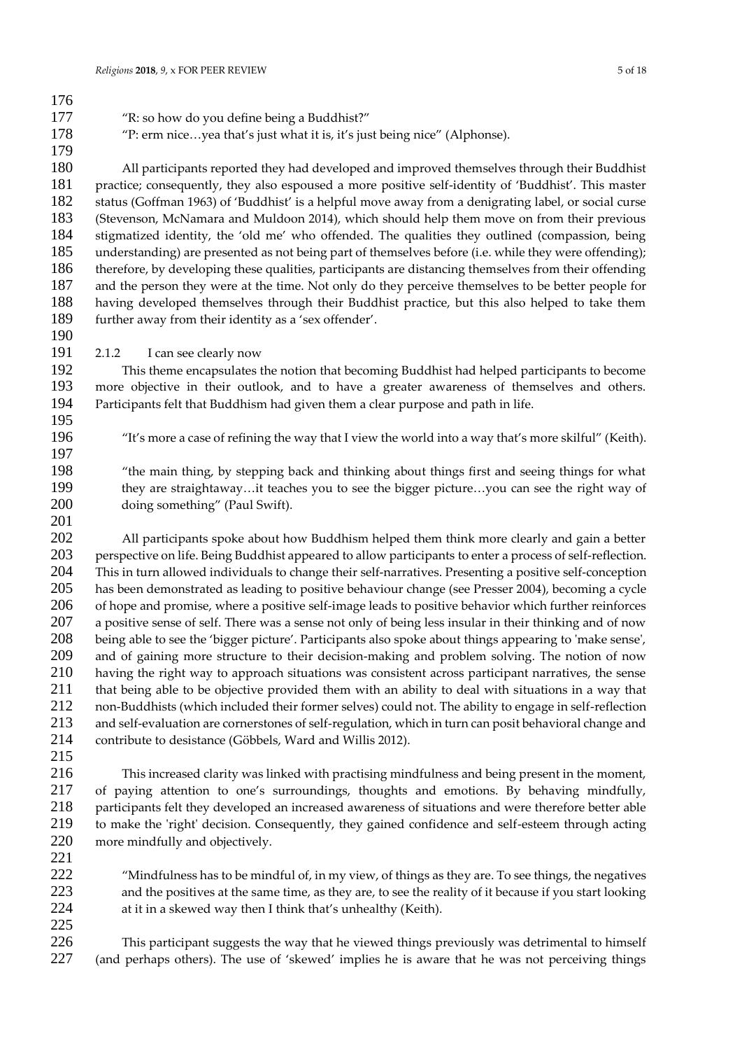"R: so how do you define being a Buddhist?"

"P: erm nice…yea that's just what it is, it's just being nice" (Alphonse).

All participants reported they had developed and improved themselves through their Buddhist practice; consequently, they also espoused a more positive self-identity of 'Buddhist'. This master status (Goffman 1963) of 'Buddhist' is a helpful move away from a denigrating label, or social curse (Stevenson, McNamara and Muldoon 2014), which should help them move on from their previous stigmatized identity, the 'old me' who offended. The qualities they outlined (compassion, being understanding) are presented as not being part of themselves before (i.e. while they were offending); therefore, by developing these qualities, participants are distancing themselves from their offending and the person they were at the time. Not only do they perceive themselves to be better people for having developed themselves through their Buddhist practice, but this also helped to take them further away from their identity as a 'sex offender'.

#### 2.1.2 I can see clearly now

This theme encapsulates the notion that becoming Buddhist had helped participants to become more objective in their outlook, and to have a greater awareness of themselves and others. Participants felt that Buddhism had given them a clear purpose and path in life.

"It's more a case of refining the way that I view the world into a way that's more skilful" (Keith).

"the main thing, by stepping back and thinking about things first and seeing things for what they are straightaway…it teaches you to see the bigger picture…you can see the right way of doing something" (Paul Swift).

All participants spoke about how Buddhism helped them think more clearly and gain a better perspective on life. Being Buddhist appeared to allow participants to enter a process of self-reflection. This in turn allowed individuals to change their self-narratives. Presenting a positive self-conception has been demonstrated as leading to positive behaviour change (see Presser 2004), becoming a cycle of hope and promise, where a positive self-image leads to positive behavior which further reinforces a positive sense of self. There was a sense not only of being less insular in their thinking and of now being able to see the 'bigger picture'. Participants also spoke about things appearing to 'make sense', and of gaining more structure to their decision-making and problem solving. The notion of now having the right way to approach situations was consistent across participant narratives, the sense that being able to be objective provided them with an ability to deal with situations in a way that non-Buddhists (which included their former selves) could not. The ability to engage in self-reflection and self-evaluation are cornerstones of self-regulation, which in turn can posit behavioral change and contribute to desistance (Göbbels, Ward and Willis 2012).

This increased clarity was linked with practising mindfulness and being present in the moment, of paying attention to one's surroundings, thoughts and emotions. By behaving mindfully, participants felt they developed an increased awareness of situations and were therefore better able to make the 'right' decision. Consequently, they gained confidence and self-esteem through acting more mindfully and objectively.

"Mindfulness has to be mindful of, in my view, of things as they are. To see things, the negatives and the positives at the same time, as they are, to see the reality of it because if you start looking at it in a skewed way then I think that's unhealthy (Keith).

This participant suggests the way that he viewed things previously was detrimental to himself (and perhaps others). The use of 'skewed' implies he is aware that he was not perceiving things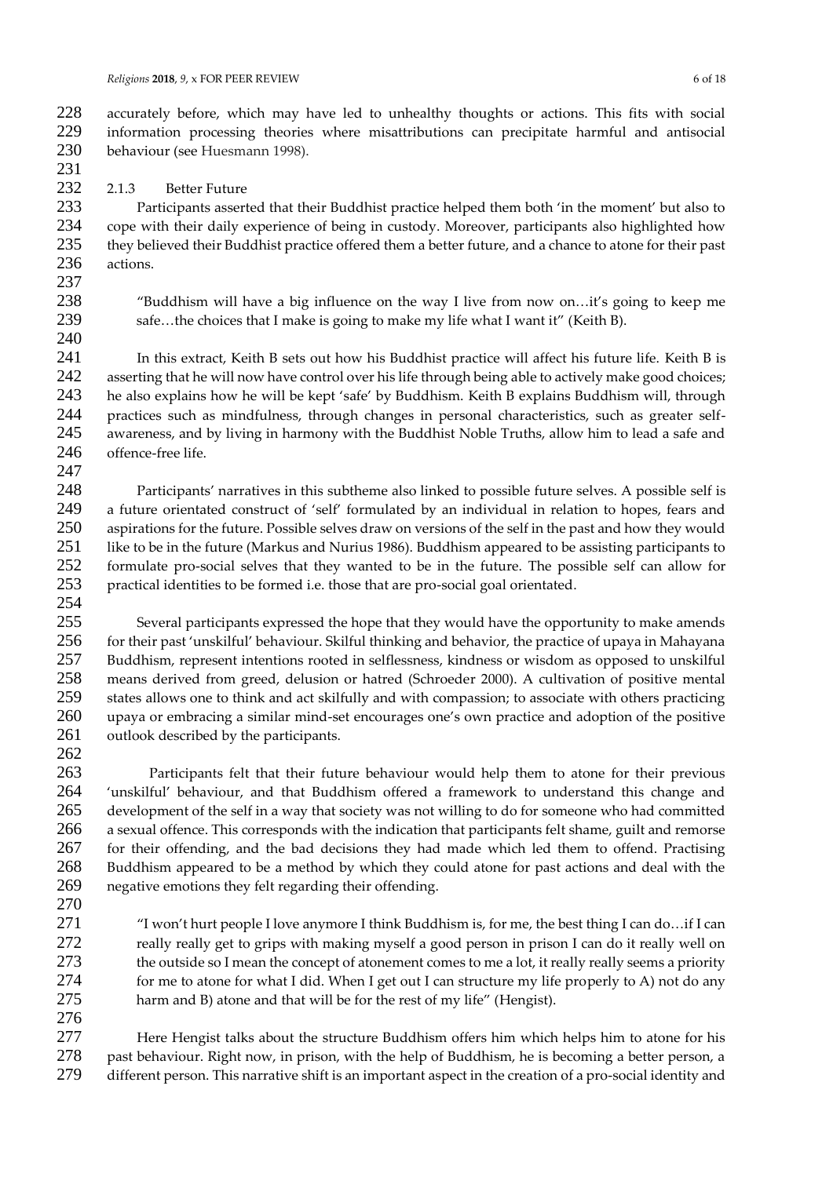accurately before, which may have led to unhealthy thoughts or actions. This fits with social information processing theories where misattributions can precipitate harmful and antisocial behaviour (see Huesmann 1998).

#### 2.1.3 Better Future

Participants asserted that their Buddhist practice helped them both 'in the moment' but also to cope with their daily experience of being in custody. Moreover, participants also highlighted how they believed their Buddhist practice offered them a better future, and a chance to atone for their past actions.

> "Buddhism will have a big influence on the way I live from now on…it's going to keep me safe…the choices that I make is going to make my life what I want it" (Keith B).

In this extract, Keith B sets out how his Buddhist practice will affect his future life. Keith B is asserting that he will now have control over his life through being able to actively make good choices; he also explains how he will be kept 'safe' by Buddhism. Keith B explains Buddhism will, through practices such as mindfulness, through changes in personal characteristics, such as greater self-awareness, and by living in harmony with the Buddhist Noble Truths, allow him to lead a safe and offence-free life.

Participants' narratives in this subtheme also linked to possible future selves. A possible self is a future orientated construct of 'self' formulated by an individual in relation to hopes, fears and aspirations for the future. Possible selves draw on versions of the self in the past and how they would like to be in the future (Markus and Nurius 1986). Buddhism appeared to be assisting participants to formulate pro-social selves that they wanted to be in the future. The possible self can allow for practical identities to be formed i.e. those that are pro-social goal orientated.

Several participants expressed the hope that they would have the opportunity to make amends for their past 'unskilful' behaviour. Skilful thinking and behavior, the practice of upaya in Mahayana Buddhism, represent intentions rooted in selflessness, kindness or wisdom as opposed to unskilful means derived from greed, delusion or hatred (Schroeder 2000). A cultivation of positive mental states allows one to think and act skilfully and with compassion; to associate with others practicing upaya or embracing a similar mind-set encourages one's own practice and adoption of the positive outlook described by the participants.

Participants felt that their future behaviour would help them to atone for their previous 'unskilful' behaviour, and that Buddhism offered a framework to understand this change and development of the self in a way that society was not willing to do for someone who had committed a sexual offence. This corresponds with the indication that participants felt shame, guilt and remorse for their offending, and the bad decisions they had made which led them to offend. Practising Buddhism appeared to be a method by which they could atone for past actions and deal with the negative emotions they felt regarding their offending.

> "I won't hurt people I love anymore I think Buddhism is, for me, the best thing I can do…if I can really really get to grips with making myself a good person in prison I can do it really well on the outside so I mean the concept of atonement comes to me a lot, it really really seems a priority for me to atone for what I did. When I get out I can structure my life properly to A) not do any harm and B) atone and that will be for the rest of my life" (Hengist).

Here Hengist talks about the structure Buddhism offers him which helps him to atone for his past behaviour. Right now, in prison, with the help of Buddhism, he is becoming a better person, a different person. This narrative shift is an important aspect in the creation of a pro-social identity and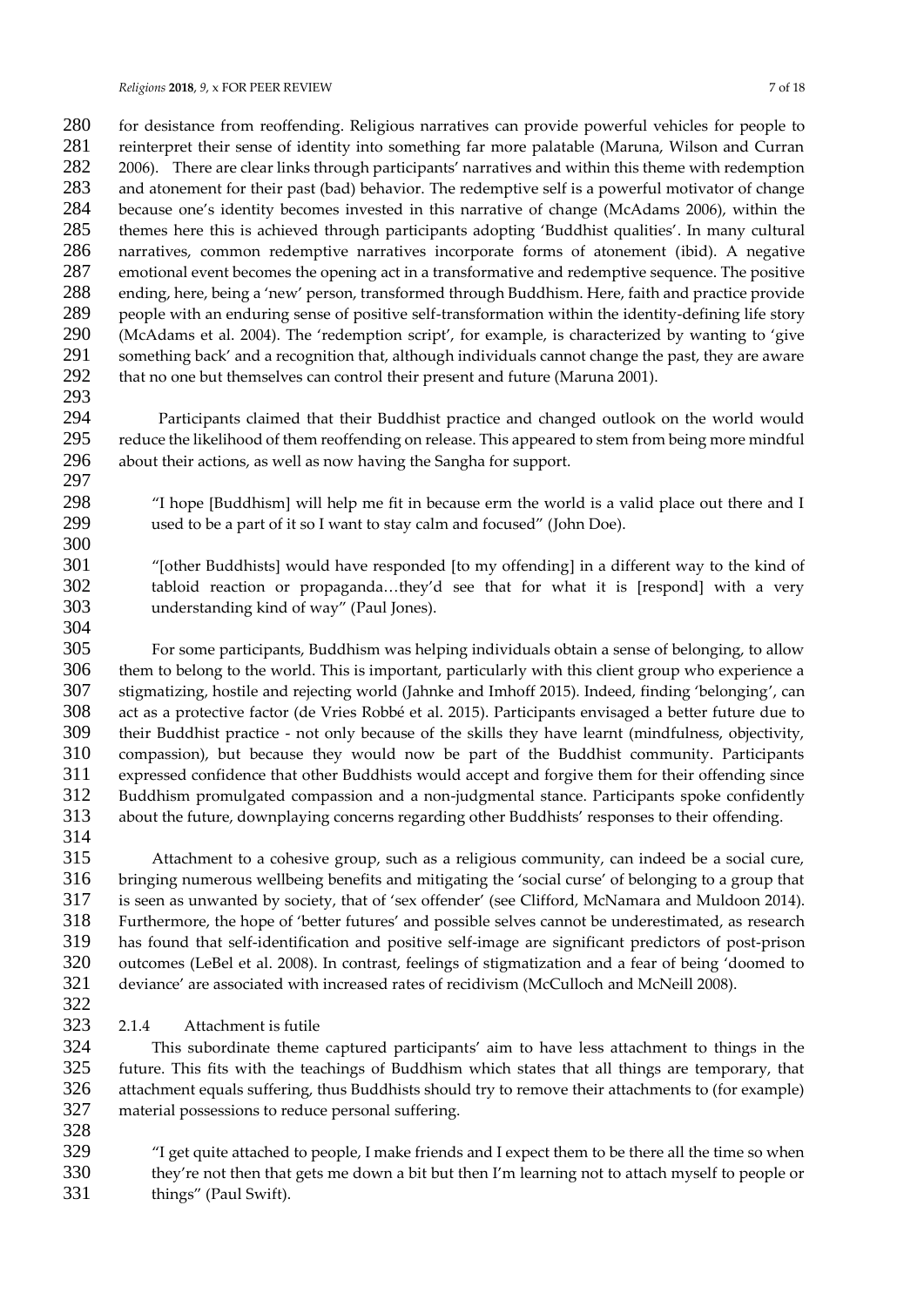for desistance from reoffending. Religious narratives can provide powerful vehicles for people to reinterpret their sense of identity into something far more palatable (Maruna, Wilson and Curran 2006). There are clear links through participants' narratives and within this theme with redemption and atonement for their past (bad) behavior. The redemptive self is a powerful motivator of change because one's identity becomes invested in this narrative of change (McAdams 2006), within the themes here this is achieved through participants adopting 'Buddhist qualities'. In many cultural narratives, common redemptive narratives incorporate forms of atonement (ibid). A negative emotional event becomes the opening act in a transformative and redemptive sequence. The positive ending, here, being a 'new' person, transformed through Buddhism. Here, faith and practice provide people with an enduring sense of positive self-transformation within the identity-defining life story (McAdams et al. 2004). The 'redemption script', for example, is characterized by wanting to 'give something back' and a recognition that, although individuals cannot change the past, they are aware that no one but themselves can control their present and future (Maruna 2001).

Participants claimed that their Buddhist practice and changed outlook on the world would reduce the likelihood of them reoffending on release. This appeared to stem from being more mindful about their actions, as well as now having the Sangha for support.

> "I hope [Buddhism] will help me fit in because erm the world is a valid place out there and I used to be a part of it so I want to stay calm and focused" (John Doe).

> "[other Buddhists] would have responded [to my offending] in a different way to the kind of tabloid reaction or propaganda…they'd see that for what it is [respond] with a very understanding kind of way" (Paul Jones).

For some participants, Buddhism was helping individuals obtain a sense of belonging, to allow them to belong to the world. This is important, particularly with this client group who experience a stigmatizing, hostile and rejecting world (Jahnke and Imhoff 2015). Indeed, finding 'belonging', can act as a protective factor (de Vries Robbé et al. 2015). Participants envisaged a better future due to their Buddhist practice - not only because of the skills they have learnt (mindfulness, objectivity, compassion), but because they would now be part of the Buddhist community. Participants expressed confidence that other Buddhists would accept and forgive them for their offending since Buddhism promulgated compassion and a non-judgmental stance. Participants spoke confidently about the future, downplaying concerns regarding other Buddhists' responses to their offending.

Attachment to a cohesive group, such as a religious community, can indeed be a social cure, bringing numerous wellbeing benefits and mitigating the 'social curse' of belonging to a group that is seen as unwanted by society, that of 'sex offender' (see Clifford, McNamara and Muldoon 2014). Furthermore, the hope of 'better futures' and possible selves cannot be underestimated, as research has found that self-identification and positive self-image are significant predictors of post-prison outcomes (LeBel et al. 2008). In contrast, feelings of stigmatization and a fear of being 'doomed to deviance' are associated with increased rates of recidivism (McCulloch and McNeill 2008).

#### 2.1.4 Attachment is futile

This subordinate theme captured participants' aim to have less attachment to things in the future. This fits with the teachings of Buddhism which states that all things are temporary, that attachment equals suffering, thus Buddhists should try to remove their attachments to (for example) material possessions to reduce personal suffering.

> "I get quite attached to people, I make friends and I expect them to be there all the time so when they're not then that gets me down a bit but then I'm learning not to attach myself to people or things" (Paul Swift).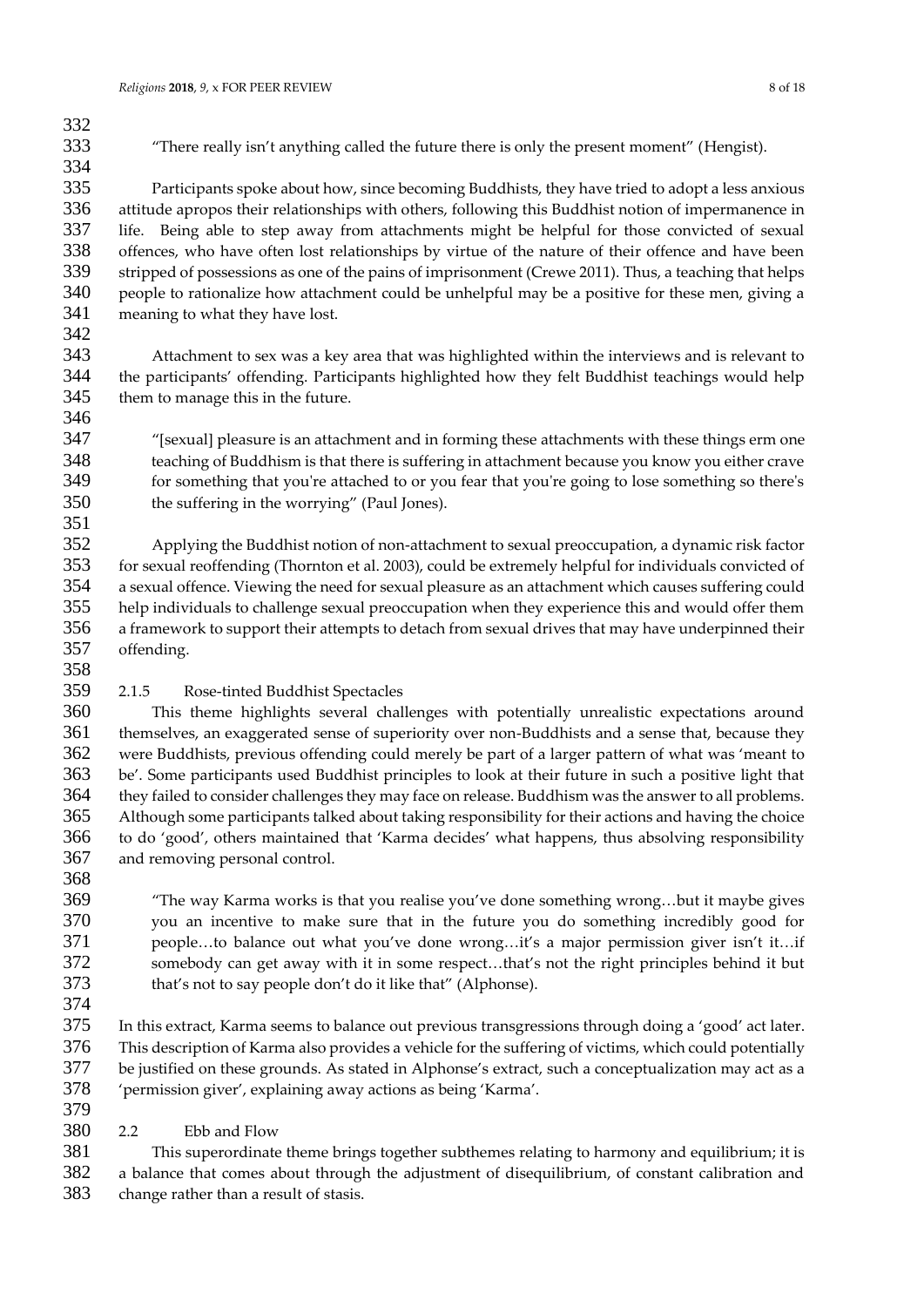"There really isn't anything called the future there is only the present moment" (Hengist).

Participants spoke about how, since becoming Buddhists, they have tried to adopt a less anxious attitude apropos their relationships with others, following this Buddhist notion of impermanence in life. Being able to step away from attachments might be helpful for those convicted of sexual offences, who have often lost relationships by virtue of the nature of their offence and have been stripped of possessions as one of the pains of imprisonment (Crewe 2011). Thus, a teaching that helps people to rationalize how attachment could be unhelpful may be a positive for these men, giving a meaning to what they have lost.

Attachment to sex was a key area that was highlighted within the interviews and is relevant to the participants' offending. Participants highlighted how they felt Buddhist teachings would help them to manage this in the future.

> "[sexual] pleasure is an attachment and in forming these attachments with these things erm one teaching of Buddhism is that there is suffering in attachment because you know you either crave for something that you're attached to or you fear that you're going to lose something so there's the suffering in the worrying" (Paul Jones).

Applying the Buddhist notion of non-attachment to sexual preoccupation, a dynamic risk factor for sexual reoffending (Thornton et al. 2003), could be extremely helpful for individuals convicted of a sexual offence. Viewing the need for sexual pleasure as an attachment which causes suffering could help individuals to challenge sexual preoccupation when they experience this and would offer them a framework to support their attempts to detach from sexual drives that may have underpinned their offending.

#### 2.1.5 Rose-tinted Buddhist Spectacles

This theme highlights several challenges with potentially unrealistic expectations around themselves, an exaggerated sense of superiority over non-Buddhists and a sense that, because they were Buddhists, previous offending could merely be part of a larger pattern of what was 'meant to be'. Some participants used Buddhist principles to look at their future in such a positive light that they failed to consider challenges they may face on release. Buddhism was the answer to all problems. Although some participants talked about taking responsibility for their actions and having the choice to do 'good', others maintained that 'Karma decides' what happens, thus absolving responsibility and removing personal control.

> "The way Karma works is that you realise you've done something wrong…but it maybe gives you an incentive to make sure that in the future you do something incredibly good for people…to balance out what you've done wrong…it's a major permission giver isn't it…if somebody can get away with it in some respect…that's not the right principles behind it but that's not to say people don't do it like that" (Alphonse).

In this extract, Karma seems to balance out previous transgressions through doing a 'good' act later. This description of Karma also provides a vehicle for the suffering of victims, which could potentially be justified on these grounds. As stated in Alphonse's extract, such a conceptualization may act as a 'permission giver', explaining away actions as being 'Karma'.

### 2.2 Ebb and Flow

This superordinate theme brings together subthemes relating to harmony and equilibrium; it is a balance that comes about through the adjustment of disequilibrium, of constant calibration and change rather than a result of stasis.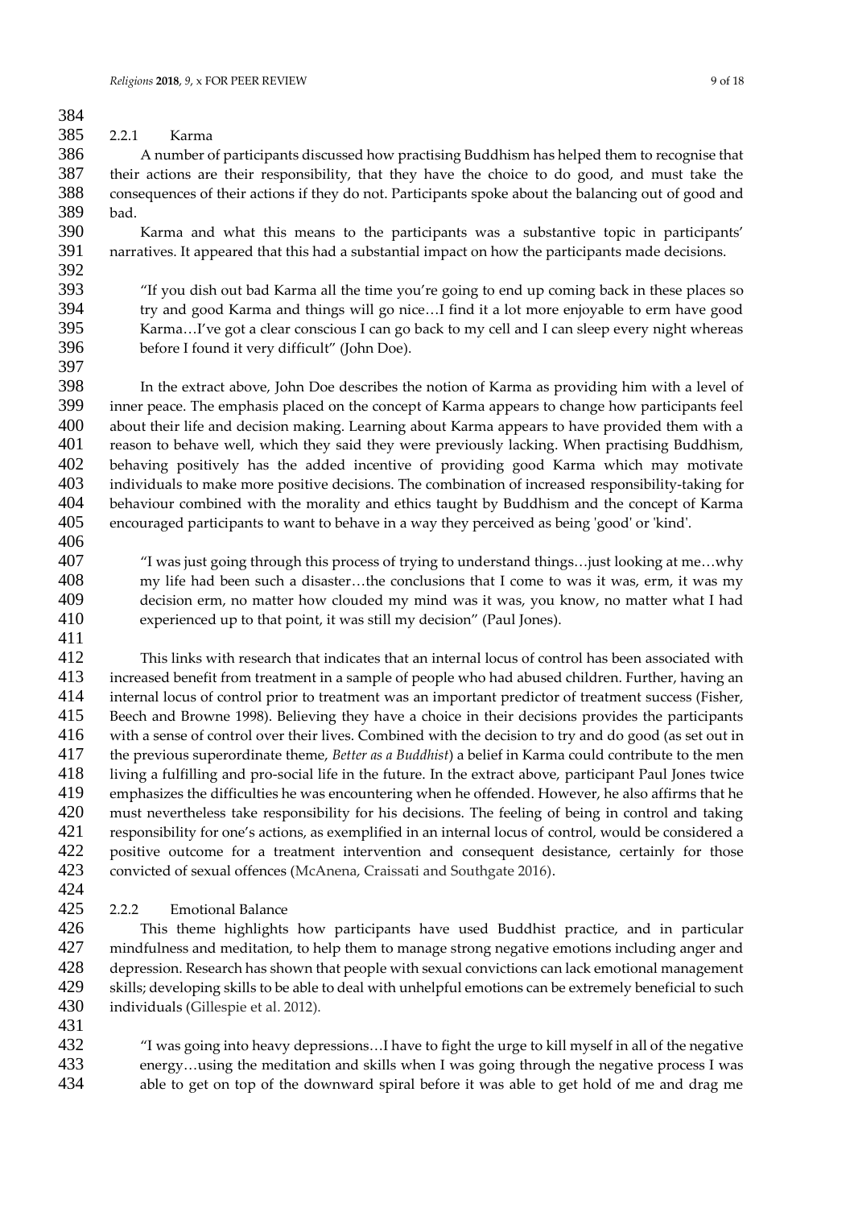### 2.2.1 Karma

A number of participants discussed how practising Buddhism has helped them to recognise that their actions are their responsibility, that they have the choice to do good, and must take the consequences of their actions if they do not. Participants spoke about the balancing out of good and bad.

Karma and what this means to the participants was a substantive topic in participants' narratives. It appeared that this had a substantial impact on how the participants made decisions.

> "If you dish out bad Karma all the time you're going to end up coming back in these places so try and good Karma and things will go nice…I find it a lot more enjoyable to erm have good Karma…I've got a clear conscious I can go back to my cell and I can sleep every night whereas before I found it very difficult" (John Doe).

In the extract above, John Doe describes the notion of Karma as providing him with a level of inner peace. The emphasis placed on the concept of Karma appears to change how participants feel about their life and decision making. Learning about Karma appears to have provided them with a reason to behave well, which they said they were previously lacking. When practising Buddhism, behaving positively has the added incentive of providing good Karma which may motivate individuals to make more positive decisions. The combination of increased responsibility-taking for behaviour combined with the morality and ethics taught by Buddhism and the concept of Karma encouraged participants to want to behave in a way they perceived as being 'good' or 'kind'.

> "I was just going through this process of trying to understand things…just looking at me…why my life had been such a disaster…the conclusions that I come to was it was, erm, it was my decision erm, no matter how clouded my mind was it was, you know, no matter what I had experienced up to that point, it was still my decision" (Paul Jones).

This links with research that indicates that an internal locus of control has been associated with increased benefit from treatment in a sample of people who had abused children. Further, having an internal locus of control prior to treatment was an important predictor of treatment success (Fisher, Beech and Browne 1998). Believing they have a choice in their decisions provides the participants with a sense of control over their lives. Combined with the decision to try and do good (as set out in the previous superordinate theme, *Better as a Buddhist*) a belief in Karma could contribute to the men living a fulfilling and pro-social life in the future. In the extract above, participant Paul Jones twice emphasizes the difficulties he was encountering when he offended. However, he also affirms that he must nevertheless take responsibility for his decisions. The feeling of being in control and taking responsibility for one's actions, as exemplified in an internal locus of control, would be considered a positive outcome for a treatment intervention and consequent desistance, certainly for those convicted of sexual offences (McAnena, Craissati and Southgate 2016).

### 2.2.2 Emotional Balance

This theme highlights how participants have used Buddhist practice, and in particular mindfulness and meditation, to help them to manage strong negative emotions including anger and depression. Research has shown that people with sexual convictions can lack emotional management skills; developing skills to be able to deal with unhelpful emotions can be extremely beneficial to such individuals (Gillespie et al. 2012).

> "I was going into heavy depressions…I have to fight the urge to kill myself in all of the negative energy…using the meditation and skills when I was going through the negative process I was able to get on top of the downward spiral before it was able to get hold of me and drag me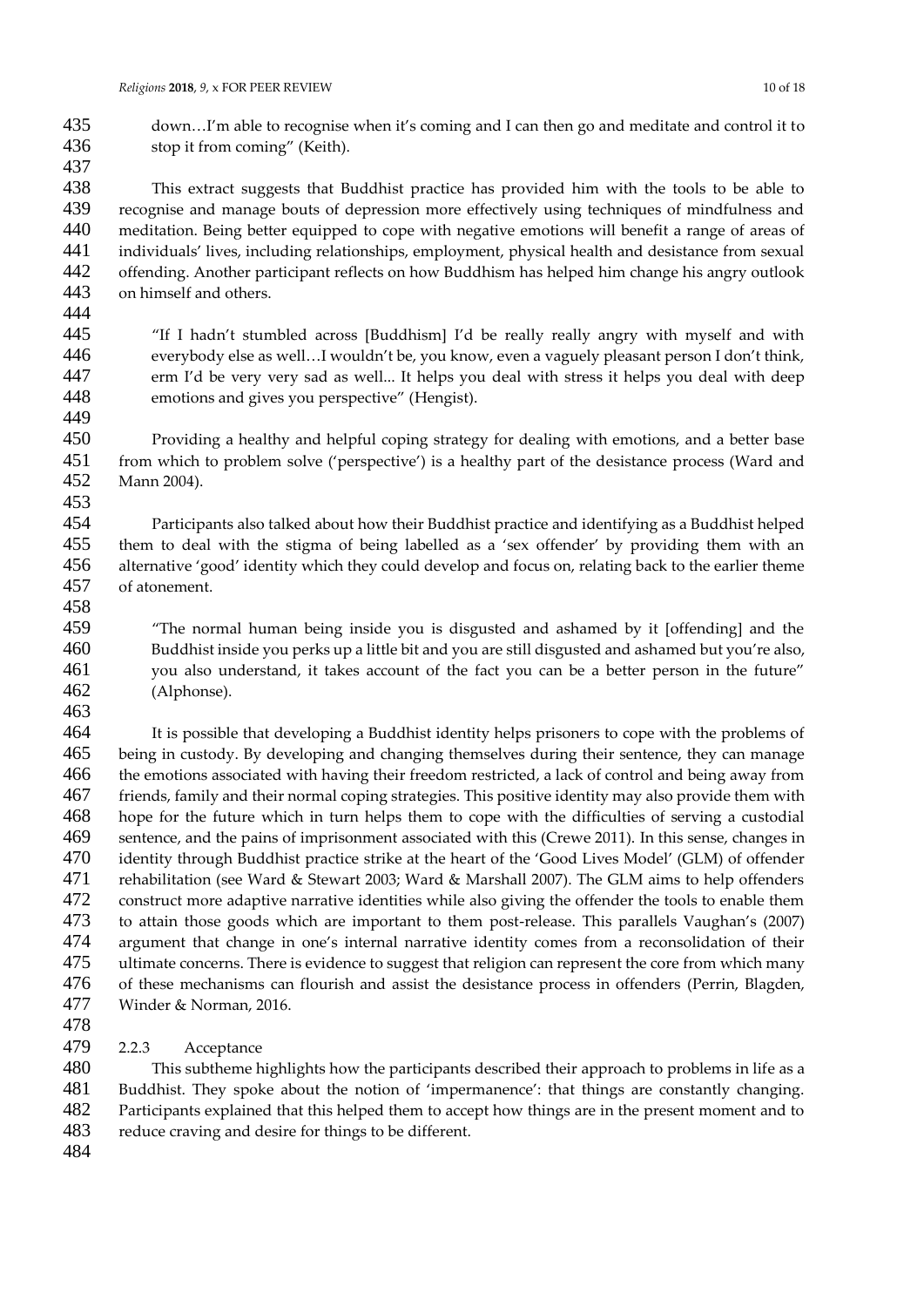down…I'm able to recognise when it's coming and I can then go and meditate and control it to stop it from coming" (Keith).

This extract suggests that Buddhist practice has provided him with the tools to be able to recognise and manage bouts of depression more effectively using techniques of mindfulness and meditation. Being better equipped to cope with negative emotions will benefit a range of areas of individuals' lives, including relationships, employment, physical health and desistance from sexual offending. Another participant reflects on how Buddhism has helped him change his angry outlook on himself and others.

> "If I hadn't stumbled across [Buddhism] I'd be really really angry with myself and with everybody else as well…I wouldn't be, you know, even a vaguely pleasant person I don't think, erm I'd be very very sad as well... It helps you deal with stress it helps you deal with deep emotions and gives you perspective" (Hengist).

Providing a healthy and helpful coping strategy for dealing with emotions, and a better base from which to problem solve ('perspective') is a healthy part of the desistance process (Ward and Mann 2004).

Participants also talked about how their Buddhist practice and identifying as a Buddhist helped them to deal with the stigma of being labelled as a 'sex offender' by providing them with an alternative 'good' identity which they could develop and focus on, relating back to the earlier theme of atonement.

> "The normal human being inside you is disgusted and ashamed by it [offending] and the Buddhist inside you perks up a little bit and you are still disgusted and ashamed but you're also, you also understand, it takes account of the fact you can be a better person in the future" (Alphonse).

It is possible that developing a Buddhist identity helps prisoners to cope with the problems of being in custody. By developing and changing themselves during their sentence, they can manage the emotions associated with having their freedom restricted, a lack of control and being away from friends, family and their normal coping strategies. This positive identity may also provide them with hope for the future which in turn helps them to cope with the difficulties of serving a custodial sentence, and the pains of imprisonment associated with this (Crewe 2011). In this sense, changes in identity through Buddhist practice strike at the heart of the 'Good Lives Model' (GLM) of offender rehabilitation (see Ward & Stewart 2003; Ward & Marshall 2007). The GLM aims to help offenders construct more adaptive narrative identities while also giving the offender the tools to enable them to attain those goods which are important to them post-release. This parallels Vaughan's (2007) argument that change in one's internal narrative identity comes from a reconsolidation of their ultimate concerns. There is evidence to suggest that religion can represent the core from which many of these mechanisms can flourish and assist the desistance process in offenders (Perrin, Blagden, Winder & Norman, 2016.

#### 2.2.3 Acceptance

This subtheme highlights how the participants described their approach to problems in life as a Buddhist. They spoke about the notion of 'impermanence': that things are constantly changing. Participants explained that this helped them to accept how things are in the present moment and to reduce craving and desire for things to be different.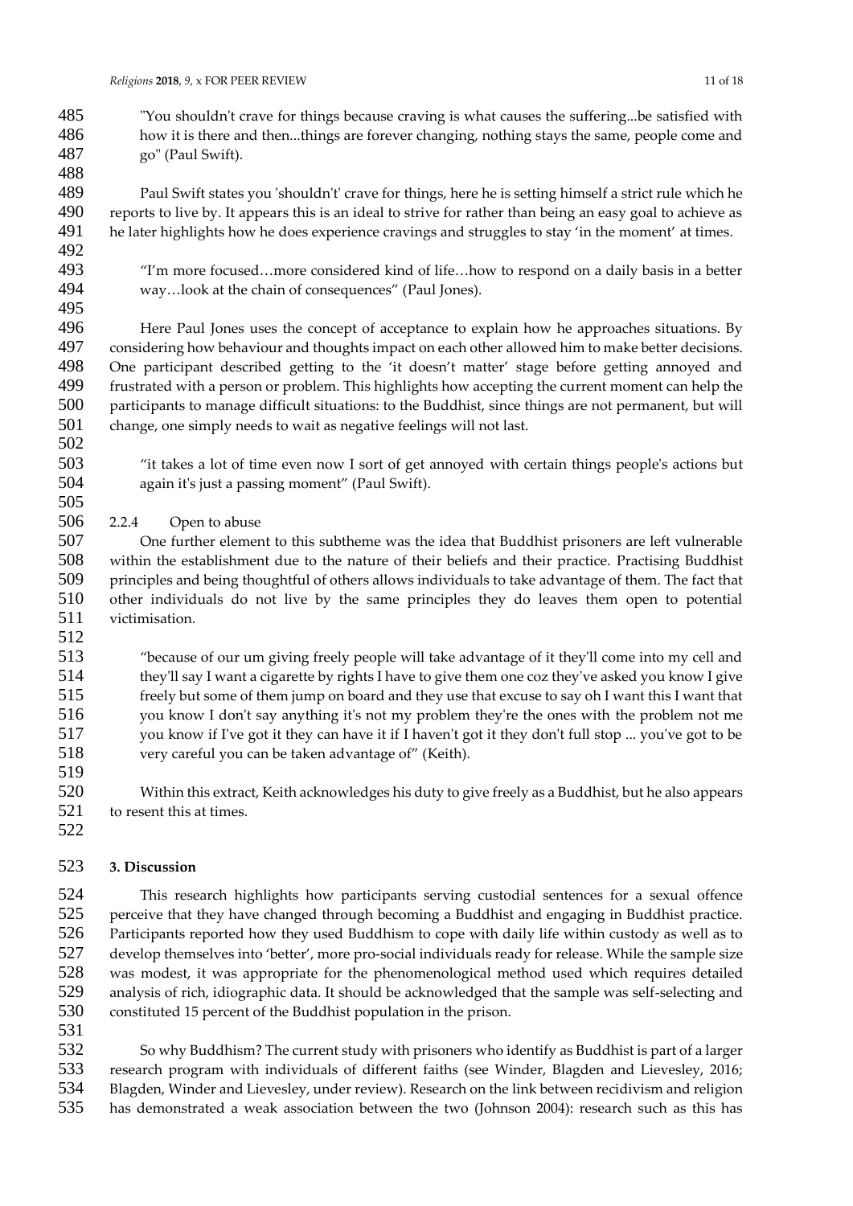> "You shouldn't crave for things because craving is what causes the suffering...be satisfied with how it is there and then...things are forever changing, nothing stays the same, people come and go" (Paul Swift).

Paul Swift states you 'shouldn't' crave for things, here he is setting himself a strict rule which he reports to live by. It appears this is an ideal to strive for rather than being an easy goal to achieve as he later highlights how he does experience cravings and struggles to stay 'in the moment' at times.

> "I'm more focused…more considered kind of life…how to respond on a daily basis in a better way…look at the chain of consequences" (Paul Jones).

Here Paul Jones uses the concept of acceptance to explain how he approaches situations. By considering how behaviour and thoughts impact on each other allowed him to make better decisions. One participant described getting to the 'it doesn't matter' stage before getting annoyed and frustrated with a person or problem. This highlights how accepting the current moment can help the participants to manage difficult situations: to the Buddhist, since things are not permanent, but will change, one simply needs to wait as negative feelings will not last.

> "it takes a lot of time even now I sort of get annoyed with certain things people's actions but again it's just a passing moment" (Paul Swift).

#### 2.2.4 Open to abuse

One further element to this subtheme was the idea that Buddhist prisoners are left vulnerable within the establishment due to the nature of their beliefs and their practice. Practising Buddhist principles and being thoughtful of others allows individuals to take advantage of them. The fact that other individuals do not live by the same principles they do leaves them open to potential victimisation.

> "because of our um giving freely people will take advantage of it they'll come into my cell and they'll say I want a cigarette by rights I have to give them one coz they've asked you know I give freely but some of them jump on board and they use that excuse to say oh I want this I want that you know I don't say anything it's not my problem they're the ones with the problem not me you know if I've got it they can have it if I haven't got it they don't full stop ... you've got to be very careful you can be taken advantage of" (Keith).

Within this extract, Keith acknowledges his duty to give freely as a Buddhist, but he also appears to resent this at times.

## 3. Discussion

This research highlights how participants serving custodial sentences for a sexual offence perceive that they have changed through becoming a Buddhist and engaging in Buddhist practice. Participants reported how they used Buddhism to cope with daily life within custody as well as to develop themselves into 'better', more pro-social individuals ready for release. While the sample size was modest, it was appropriate for the phenomenological method used which requires detailed analysis of rich, idiographic data. It should be acknowledged that the sample was self-selecting and constituted 15 percent of the Buddhist population in the prison.

So why Buddhism? The current study with prisoners who identify as Buddhist is part of a larger research program with individuals of different faiths (see Winder, Blagden and Lievesley, 2016; Blagden, Winder and Lievesley, under review). Research on the link between recidivism and religion has demonstrated a weak association between the two (Johnson 2004): research such as this has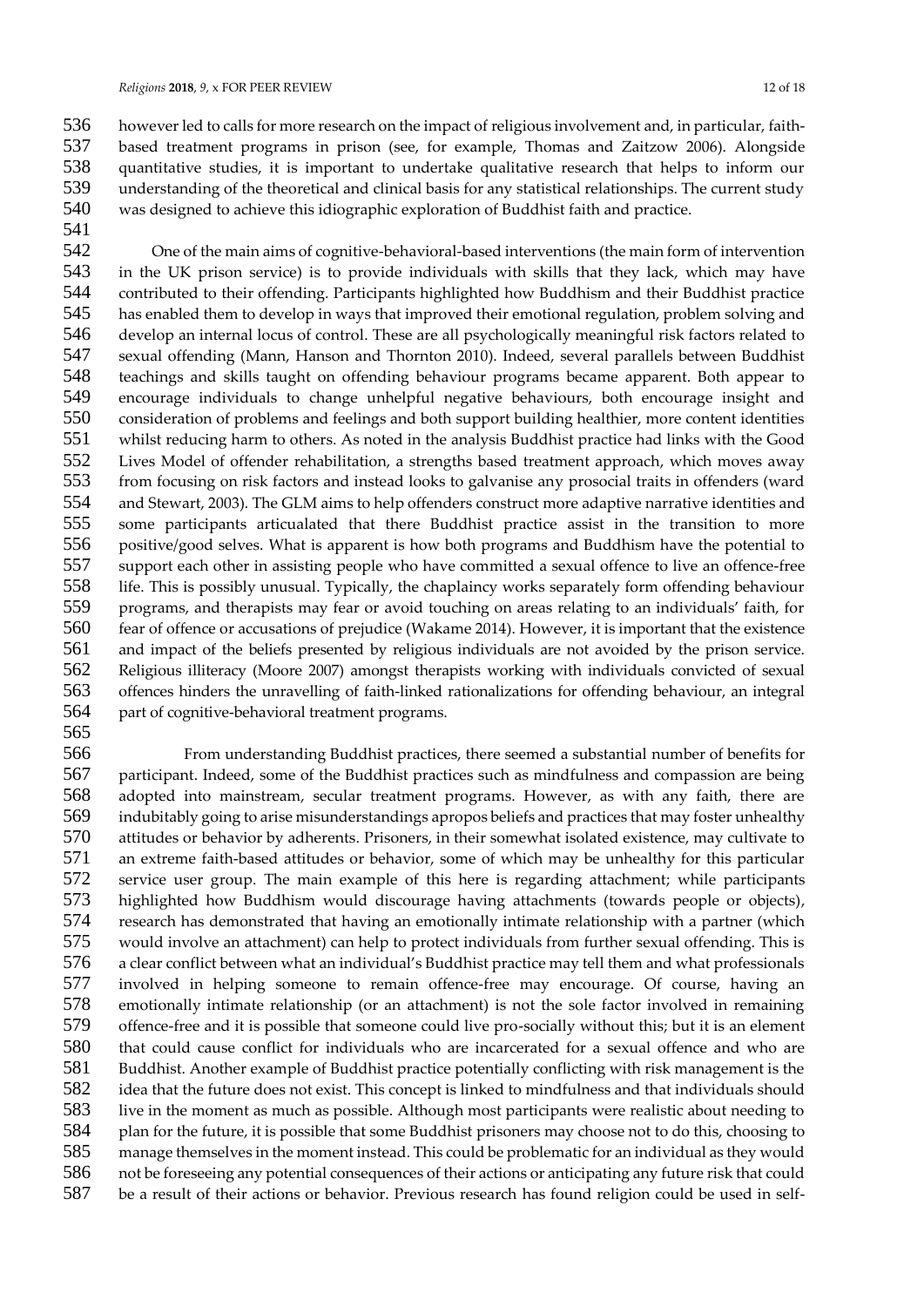however led to calls for more research on the impact of religious involvement and, in particular, faith-based treatment programs in prison (see, for example, Thomas and Zaitzow 2006). Alongside quantitative studies, it is important to undertake qualitative research that helps to inform our understanding of the theoretical and clinical basis for any statistical relationships. The current study was designed to achieve this idiographic exploration of Buddhist faith and practice.

One of the main aims of cognitive-behavioral-based interventions (the main form of intervention in the UK prison service) is to provide individuals with skills that they lack, which may have contributed to their offending. Participants highlighted how Buddhism and their Buddhist practice has enabled them to develop in ways that improved their emotional regulation, problem solving and develop an internal locus of control. These are all psychologically meaningful risk factors related to sexual offending (Mann, Hanson and Thornton 2010). Indeed, several parallels between Buddhist teachings and skills taught on offending behaviour programs became apparent. Both appear to encourage individuals to change unhelpful negative behaviours, both encourage insight and consideration of problems and feelings and both support building healthier, more content identities whilst reducing harm to others. As noted in the analysis Buddhist practice had links with the Good Lives Model of offender rehabilitation, a strengths based treatment approach, which moves away from focusing on risk factors and instead looks to galvanise any prosocial traits in offenders (ward and Stewart, 2003). The GLM aims to help offenders construct more adaptive narrative identities and some participants articualated that there Buddhist practice assist in the transition to more positive/good selves. What is apparent is how both programs and Buddhism have the potential to support each other in assisting people who have committed a sexual offence to live an offence-free life. This is possibly unusual. Typically, the chaplaincy works separately form offending behaviour programs, and therapists may fear or avoid touching on areas relating to an individuals' faith, for fear of offence or accusations of prejudice (Wakame 2014). However, it is important that the existence and impact of the beliefs presented by religious individuals are not avoided by the prison service. Religious illiteracy (Moore 2007) amongst therapists working with individuals convicted of sexual offences hinders the unravelling of faith-linked rationalizations for offending behaviour, an integral part of cognitive-behavioral treatment programs.

From understanding Buddhist practices, there seemed a substantial number of benefits for participant. Indeed, some of the Buddhist practices such as mindfulness and compassion are being adopted into mainstream, secular treatment programs. However, as with any faith, there are indubitably going to arise misunderstandings apropos beliefs and practices that may foster unhealthy attitudes or behavior by adherents. Prisoners, in their somewhat isolated existence, may cultivate to an extreme faith-based attitudes or behavior, some of which may be unhealthy for this particular service user group. The main example of this here is regarding attachment; while participants highlighted how Buddhism would discourage having attachments (towards people or objects), research has demonstrated that having an emotionally intimate relationship with a partner (which would involve an attachment) can help to protect individuals from further sexual offending. This is a clear conflict between what an individual's Buddhist practice may tell them and what professionals involved in helping someone to remain offence-free may encourage. Of course, having an emotionally intimate relationship (or an attachment) is not the sole factor involved in remaining offence-free and it is possible that someone could live pro-socially without this; but it is an element that could cause conflict for individuals who are incarcerated for a sexual offence and who are Buddhist. Another example of Buddhist practice potentially conflicting with risk management is the idea that the future does not exist. This concept is linked to mindfulness and that individuals should live in the moment as much as possible. Although most participants were realistic about needing to plan for the future, it is possible that some Buddhist prisoners may choose not to do this, choosing to manage themselves in the moment instead. This could be problematic for an individual as they would not be foreseeing any potential consequences of their actions or anticipating any future risk that could be a result of their actions or behavior. Previous research has found religion could be used in self-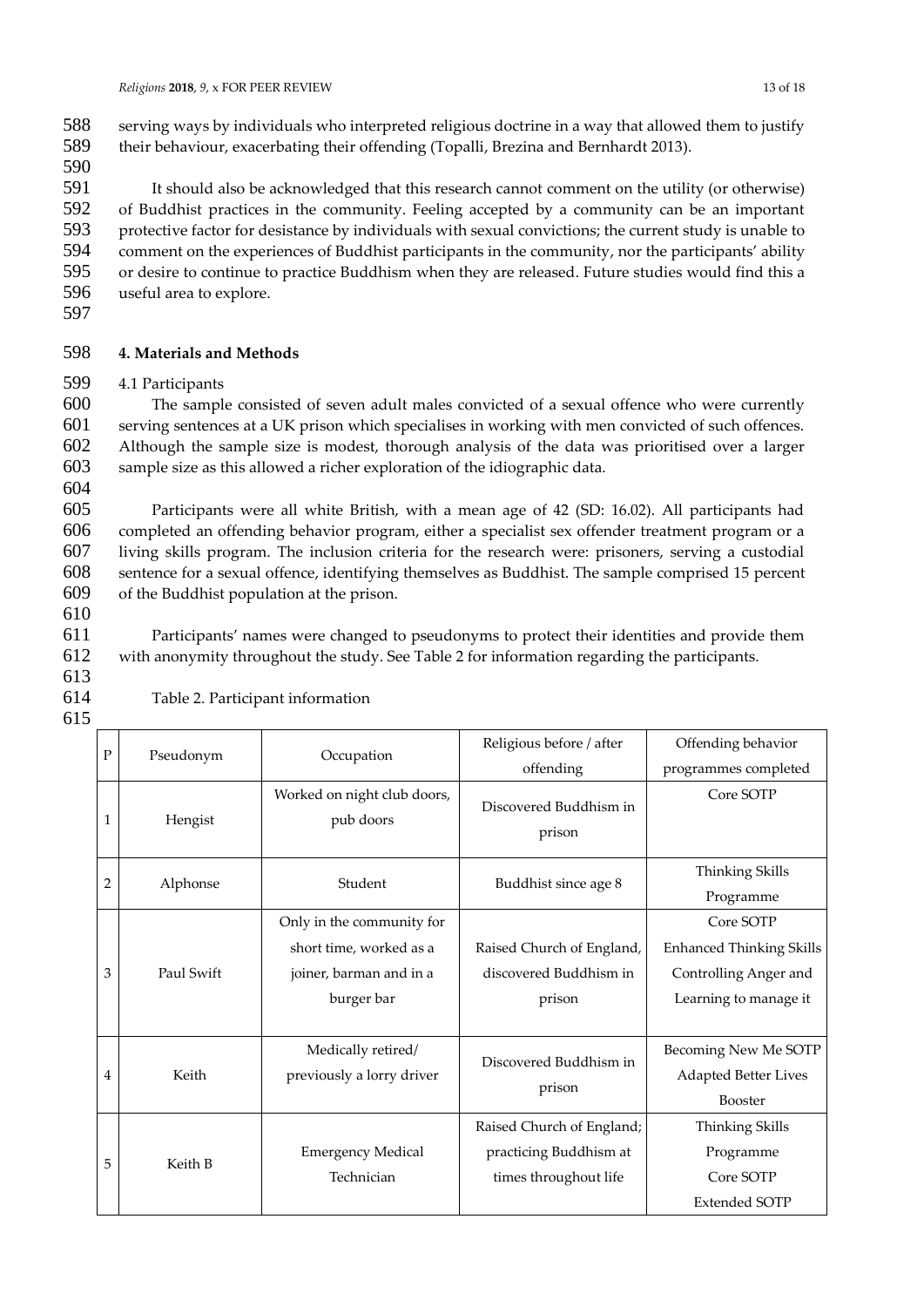serving ways by individuals who interpreted religious doctrine in a way that allowed them to justify their behaviour, exacerbating their offending (Topalli, Brezina and Bernhardt 2013).

It should also be acknowledged that this research cannot comment on the utility (or otherwise) of Buddhist practices in the community. Feeling accepted by a community can be an important protective factor for desistance by individuals with sexual convictions; the current study is unable to comment on the experiences of Buddhist participants in the community, nor the participants' ability or desire to continue to practice Buddhism when they are released. Future studies would find this a useful area to explore.

## 4. Materials and Methods

### 4.1 Participants

The sample consisted of seven adult males convicted of a sexual offence who were currently serving sentences at a UK prison which specialises in working with men convicted of such offences. Although the sample size is modest, thorough analysis of the data was prioritised over a larger sample size as this allowed a richer exploration of the idiographic data.

Participants were all white British, with a mean age of 42 (SD: 16.02). All participants had completed an offending behavior program, either a specialist sex offender treatment program or a living skills program. The inclusion criteria for the research were: prisoners, serving a custodial sentence for a sexual offence, identifying themselves as Buddhist. The sample comprised 15 percent of the Buddhist population at the prison.

Participants' names were changed to pseudonyms to protect their identities and provide them with anonymity throughout the study. See Table 2 for information regarding the participants.

Table 2. Participant information

| P | Pseudonym | Occupation | Religious before / after offending | Offending behavior programmes completed |
|---|---|---|---|---|
| 1 | Hengist | Worked on night club doors, pub doors | Discovered Buddhism in prison | Core SOTP |
| 2 | Alphonse | Student | Buddhist since age 8 | Thinking Skills Programme |
| 3 | Paul Swift | Only in the community for short time, worked as a joiner, barman and in a burger bar | Raised Church of England, discovered Buddhism in prison | Core SOTP<br>Enhanced Thinking Skills<br>Controlling Anger and Learning to manage it |
| 4 | Keith | Medically retired/ previously a lorry driver | Discovered Buddhism in prison | Becoming New Me SOTP<br>Adapted Better Lives Booster |
| 5 | Keith B | Emergency Medical Technician | Raised Church of England; practicing Buddhism at times throughout life | Thinking Skills Programme<br>Core SOTP<br>Extended SOTP |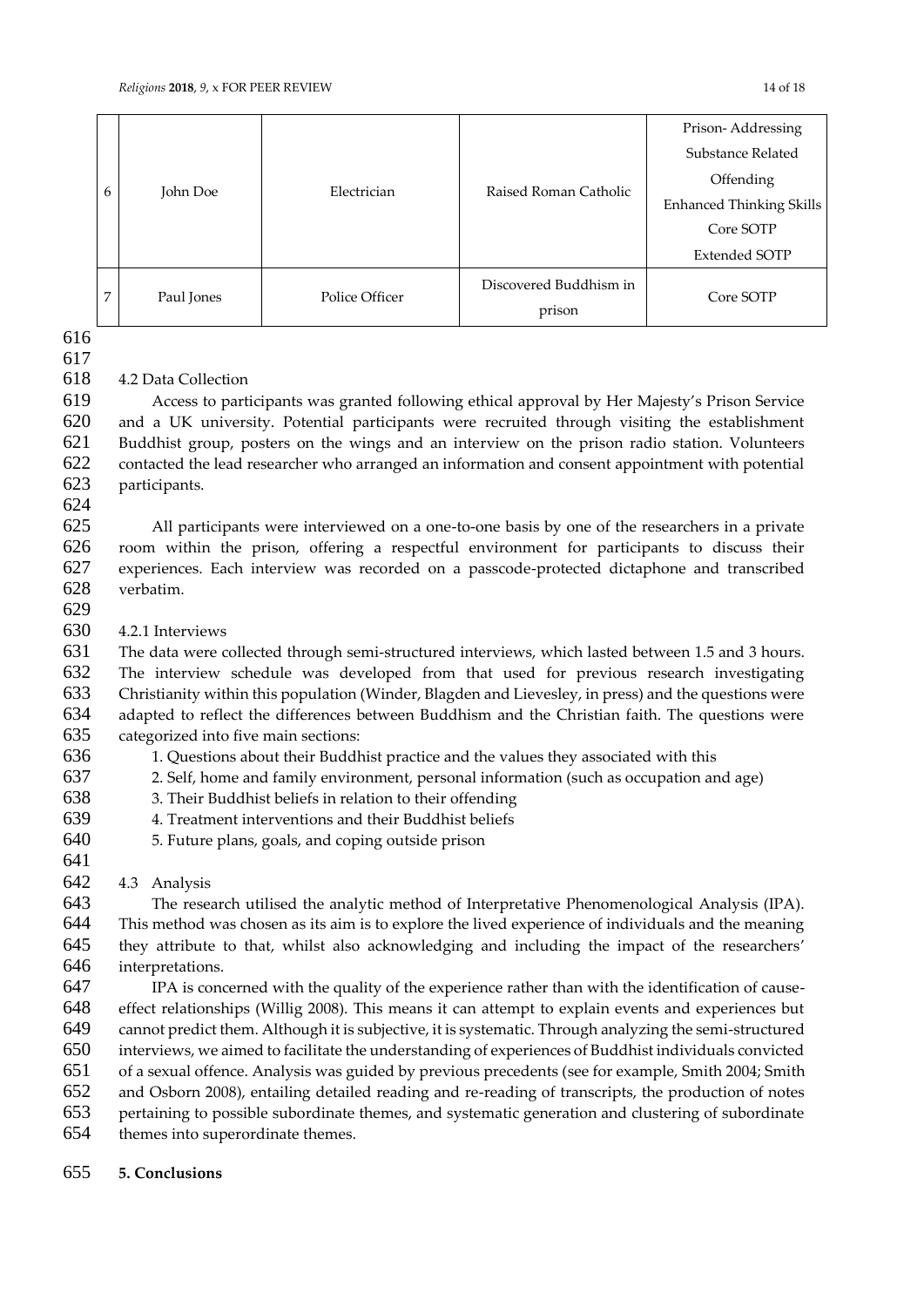| 6 | John Doe | Electrician | Raised Roman Catholic | Prison- Addressing Substance Related Offending<br>Enhanced Thinking Skills<br>Core SOTP<br>Extended SOTP |
|---|---|---|---|---|
| 7 | Paul Jones | Police Officer | Discovered Buddhism in prison | Core SOTP |

### 4.2 Data Collection

Access to participants was granted following ethical approval by Her Majesty's Prison Service and a UK university. Potential participants were recruited through visiting the establishment Buddhist group, posters on the wings and an interview on the prison radio station. Volunteers contacted the lead researcher who arranged an information and consent appointment with potential participants.

All participants were interviewed on a one-to-one basis by one of the researchers in a private room within the prison, offering a respectful environment for participants to discuss their experiences. Each interview was recorded on a passcode-protected dictaphone and transcribed verbatim.

#### 4.2.1 Interviews

The data were collected through semi-structured interviews, which lasted between 1.5 and 3 hours. The interview schedule was developed from that used for previous research investigating Christianity within this population (Winder, Blagden and Lievesley, in press) and the questions were adapted to reflect the differences between Buddhism and the Christian faith. The questions were categorized into five main sections:

1. Questions about their Buddhist practice and the values they associated with this
2. Self, home and family environment, personal information (such as occupation and age)
3. Their Buddhist beliefs in relation to their offending
4. Treatment interventions and their Buddhist beliefs
5. Future plans, goals, and coping outside prison

### 4.3 Analysis

The research utilised the analytic method of Interpretative Phenomenological Analysis (IPA). This method was chosen as its aim is to explore the lived experience of individuals and the meaning they attribute to that, whilst also acknowledging and including the impact of the researchers' interpretations.

IPA is concerned with the quality of the experience rather than with the identification of cause-effect relationships (Willig 2008). This means it can attempt to explain events and experiences but cannot predict them. Although it is subjective, it is systematic. Through analyzing the semi-structured interviews, we aimed to facilitate the understanding of experiences of Buddhist individuals convicted of a sexual offence. Analysis was guided by previous precedents (see for example, Smith 2004; Smith and Osborn 2008), entailing detailed reading and re-reading of transcripts, the production of notes pertaining to possible subordinate themes, and systematic generation and clustering of subordinate themes into superordinate themes.

## 5. Conclusions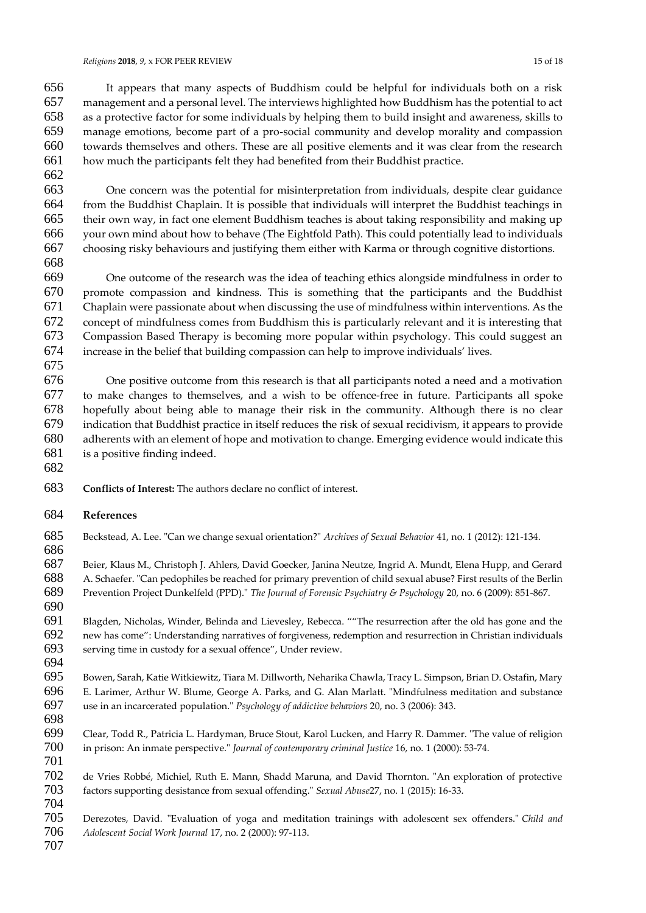It appears that many aspects of Buddhism could be helpful for individuals both on a risk management and a personal level. The interviews highlighted how Buddhism has the potential to act as a protective factor for some individuals by helping them to build insight and awareness, skills to manage emotions, become part of a pro-social community and develop morality and compassion towards themselves and others. These are all positive elements and it was clear from the research how much the participants felt they had benefited from their Buddhist practice.

One concern was the potential for misinterpretation from individuals, despite clear guidance from the Buddhist Chaplain. It is possible that individuals will interpret the Buddhist teachings in their own way, in fact one element Buddhism teaches is about taking responsibility and making up your own mind about how to behave (The Eightfold Path). This could potentially lead to individuals choosing risky behaviours and justifying them either with Karma or through cognitive distortions.

One outcome of the research was the idea of teaching ethics alongside mindfulness in order to promote compassion and kindness. This is something that the participants and the Buddhist Chaplain were passionate about when discussing the use of mindfulness within interventions. As the concept of mindfulness comes from Buddhism this is particularly relevant and it is interesting that Compassion Based Therapy is becoming more popular within psychology. This could suggest an increase in the belief that building compassion can help to improve individuals' lives.

One positive outcome from this research is that all participants noted a need and a motivation to make changes to themselves, and a wish to be offence-free in future. Participants all spoke hopefully about being able to manage their risk in the community. Although there is no clear indication that Buddhist practice in itself reduces the risk of sexual recidivism, it appears to provide adherents with an element of hope and motivation to change. Emerging evidence would indicate this is a positive finding indeed.

**Conflicts of Interest:** The authors declare no conflict of interest.

## References

Beckstead, A. Lee. "Can we change sexual orientation?" *Archives of Sexual Behavior* 41, no. 1 (2012): 121-134.

Beier, Klaus M., Christoph J. Ahlers, David Goecker, Janina Neutze, Ingrid A. Mundt, Elena Hupp, and Gerard A. Schaefer. "Can pedophiles be reached for primary prevention of child sexual abuse? First results of the Berlin Prevention Project Dunkelfeld (PPD)." *The Journal of Forensic Psychiatry & Psychology* 20, no. 6 (2009): 851-867.

Blagden, Nicholas, Winder, Belinda and Lievesley, Rebecca. ""The resurrection after the old has gone and the new has come": Understanding narratives of forgiveness, redemption and resurrection in Christian individuals serving time in custody for a sexual offence", Under review.

Bowen, Sarah, Katie Witkiewitz, Tiara M. Dillworth, Neharika Chawla, Tracy L. Simpson, Brian D. Ostafin, Mary E. Larimer, Arthur W. Blume, George A. Parks, and G. Alan Marlatt. "Mindfulness meditation and substance use in an incarcerated population." *Psychology of addictive behaviors* 20, no. 3 (2006): 343.

Clear, Todd R., Patricia L. Hardyman, Bruce Stout, Karol Lucken, and Harry R. Dammer. "The value of religion in prison: An inmate perspective." *Journal of contemporary criminal Justice* 16, no. 1 (2000): 53-74.

de Vries Robbé, Michiel, Ruth E. Mann, Shadd Maruna, and David Thornton. "An exploration of protective factors supporting desistance from sexual offending." *Sexual Abuse*27, no. 1 (2015): 16-33.

Derezotes, David. "Evaluation of yoga and meditation trainings with adolescent sex offenders." *Child and Adolescent Social Work Journal* 17, no. 2 (2000): 97-113.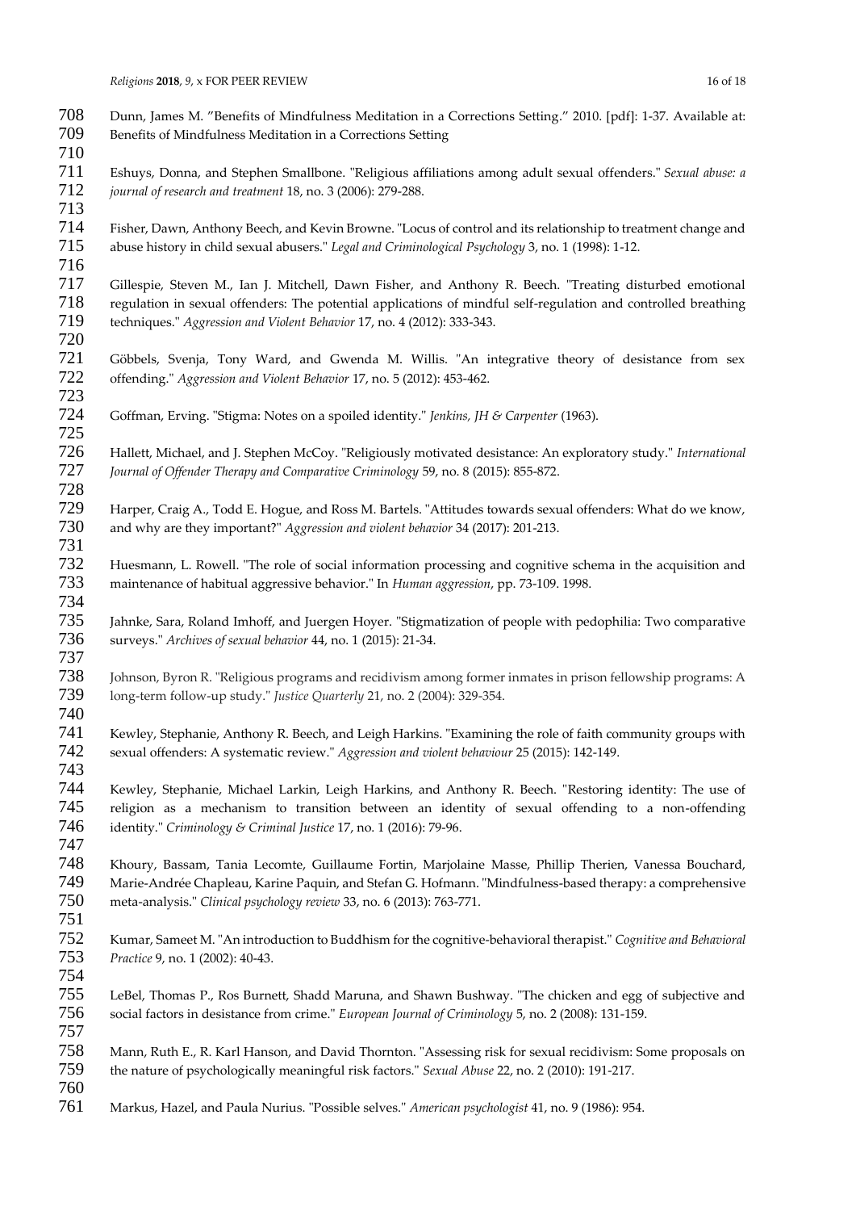Dunn, James M. "Benefits of Mindfulness Meditation in a Corrections Setting." 2010. [pdf]: 1-37. Available at: Benefits of Mindfulness Meditation in a Corrections Setting

Eshuys, Donna, and Stephen Smallbone. "Religious affiliations among adult sexual offenders." *Sexual abuse: a journal of research and treatment* 18, no. 3 (2006): 279-288.

Fisher, Dawn, Anthony Beech, and Kevin Browne. "Locus of control and its relationship to treatment change and abuse history in child sexual abusers." *Legal and Criminological Psychology* 3, no. 1 (1998): 1-12.

Gillespie, Steven M., Ian J. Mitchell, Dawn Fisher, and Anthony R. Beech. "Treating disturbed emotional regulation in sexual offenders: The potential applications of mindful self-regulation and controlled breathing techniques." *Aggression and Violent Behavior* 17, no. 4 (2012): 333-343.

Göbbels, Svenja, Tony Ward, and Gwenda M. Willis. "An integrative theory of desistance from sex offending." *Aggression and Violent Behavior* 17, no. 5 (2012): 453-462.

Goffman, Erving. "Stigma: Notes on a spoiled identity." *Jenkins, JH & Carpenter* (1963).

Hallett, Michael, and J. Stephen McCoy. "Religiously motivated desistance: An exploratory study." *International Journal of Offender Therapy and Comparative Criminology* 59, no. 8 (2015): 855-872.

Harper, Craig A., Todd E. Hogue, and Ross M. Bartels. "Attitudes towards sexual offenders: What do we know, and why are they important?" *Aggression and violent behavior* 34 (2017): 201-213.

Huesmann, L. Rowell. "The role of social information processing and cognitive schema in the acquisition and maintenance of habitual aggressive behavior." In *Human aggression*, pp. 73-109. 1998.

Jahnke, Sara, Roland Imhoff, and Juergen Hoyer. "Stigmatization of people with pedophilia: Two comparative surveys." *Archives of sexual behavior* 44, no. 1 (2015): 21-34.

Johnson, Byron R. "Religious programs and recidivism among former inmates in prison fellowship programs: A long-term follow-up study." *Justice Quarterly* 21, no. 2 (2004): 329-354.

Kewley, Stephanie, Anthony R. Beech, and Leigh Harkins. "Examining the role of faith community groups with sexual offenders: A systematic review." *Aggression and violent behaviour* 25 (2015): 142-149.

Kewley, Stephanie, Michael Larkin, Leigh Harkins, and Anthony R. Beech. "Restoring identity: The use of religion as a mechanism to transition between an identity of sexual offending to a non-offending identity." *Criminology & Criminal Justice* 17, no. 1 (2016): 79-96.

Khoury, Bassam, Tania Lecomte, Guillaume Fortin, Marjolaine Masse, Phillip Therien, Vanessa Bouchard, Marie-Andrée Chapleau, Karine Paquin, and Stefan G. Hofmann. "Mindfulness-based therapy: a comprehensive meta-analysis." *Clinical psychology review* 33, no. 6 (2013): 763-771.

Kumar, Sameet M. "An introduction to Buddhism for the cognitive-behavioral therapist." *Cognitive and Behavioral Practice* 9, no. 1 (2002): 40-43.

LeBel, Thomas P., Ros Burnett, Shadd Maruna, and Shawn Bushway. "The chicken and egg of subjective and social factors in desistance from crime." *European Journal of Criminology* 5, no. 2 (2008): 131-159.

Mann, Ruth E., R. Karl Hanson, and David Thornton. "Assessing risk for sexual recidivism: Some proposals on the nature of psychologically meaningful risk factors." *Sexual Abuse* 22, no. 2 (2010): 191-217.

Markus, Hazel, and Paula Nurius. "Possible selves." *American psychologist* 41, no. 9 (1986): 954.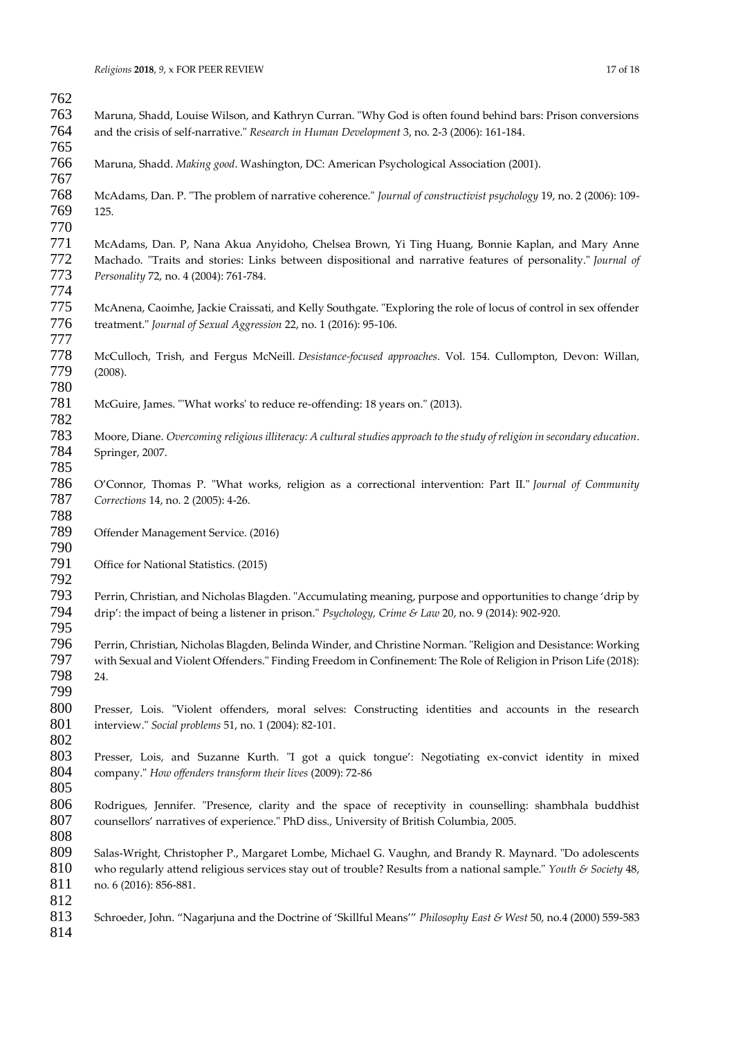Maruna, Shadd, Louise Wilson, and Kathryn Curran. "Why God is often found behind bars: Prison conversions and the crisis of self-narrative." *Research in Human Development* 3, no. 2-3 (2006): 161-184.

Maruna, Shadd. *Making good*. Washington, DC: American Psychological Association (2001).

McAdams, Dan. P. "The problem of narrative coherence." *Journal of constructivist psychology* 19, no. 2 (2006): 109-125.

McAdams, Dan. P, Nana Akua Anyidoho, Chelsea Brown, Yi Ting Huang, Bonnie Kaplan, and Mary Anne Machado. "Traits and stories: Links between dispositional and narrative features of personality." *Journal of Personality* 72, no. 4 (2004): 761-784.

McAnena, Caoimhe, Jackie Craissati, and Kelly Southgate. "Exploring the role of locus of control in sex offender treatment." *Journal of Sexual Aggression* 22, no. 1 (2016): 95-106.

McCulloch, Trish, and Fergus McNeill. *Desistance-focused approaches*. Vol. 154. Cullompton, Devon: Willan, (2008).

McGuire, James. "'What works' to reduce re-offending: 18 years on." (2013).

Moore, Diane. *Overcoming religious illiteracy: A cultural studies approach to the study of religion in secondary education*. Springer, 2007.

O'Connor, Thomas P. "What works, religion as a correctional intervention: Part II." *Journal of Community Corrections* 14, no. 2 (2005): 4-26.

Offender Management Service. (2016)

Office for National Statistics. (2015)

Perrin, Christian, and Nicholas Blagden. "Accumulating meaning, purpose and opportunities to change 'drip by drip': the impact of being a listener in prison." *Psychology, Crime & Law* 20, no. 9 (2014): 902-920.

Perrin, Christian, Nicholas Blagden, Belinda Winder, and Christine Norman. "Religion and Desistance: Working with Sexual and Violent Offenders." Finding Freedom in Confinement: The Role of Religion in Prison Life (2018): 24.

Presser, Lois. "Violent offenders, moral selves: Constructing identities and accounts in the research interview." *Social problems* 51, no. 1 (2004): 82-101.

Presser, Lois, and Suzanne Kurth. "I got a quick tongue': Negotiating ex-convict identity in mixed company." *How offenders transform their lives* (2009): 72-86

Rodrigues, Jennifer. "Presence, clarity and the space of receptivity in counselling: shambhala buddhist counsellors' narratives of experience." PhD diss., University of British Columbia, 2005.

Salas-Wright, Christopher P., Margaret Lombe, Michael G. Vaughn, and Brandy R. Maynard. "Do adolescents who regularly attend religious services stay out of trouble? Results from a national sample." *Youth & Society* 48, no. 6 (2016): 856-881.

Schroeder, John. "Nagarjuna and the Doctrine of 'Skillful Means'" *Philosophy East & West* 50, no.4 (2000) 559-583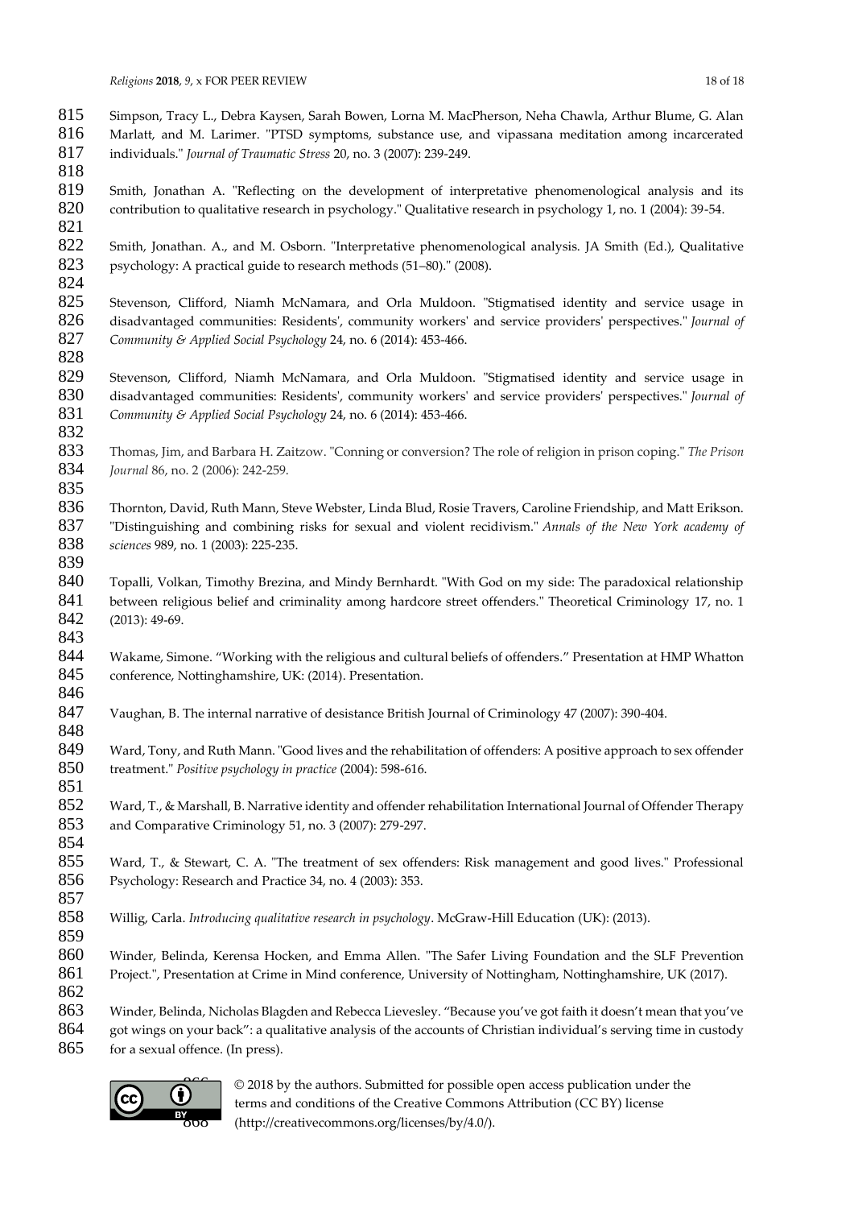Simpson, Tracy L., Debra Kaysen, Sarah Bowen, Lorna M. MacPherson, Neha Chawla, Arthur Blume, G. Alan Marlatt, and M. Larimer. "PTSD symptoms, substance use, and vipassana meditation among incarcerated individuals." *Journal of Traumatic Stress* 20, no. 3 (2007): 239-249.

Smith, Jonathan A. "Reflecting on the development of interpretative phenomenological analysis and its contribution to qualitative research in psychology." Qualitative research in psychology 1, no. 1 (2004): 39-54.

Smith, Jonathan. A., and M. Osborn. "Interpretative phenomenological analysis. JA Smith (Ed.), Qualitative psychology: A practical guide to research methods (51–80)." (2008).

Stevenson, Clifford, Niamh McNamara, and Orla Muldoon. "Stigmatised identity and service usage in disadvantaged communities: Residents', community workers' and service providers' perspectives." *Journal of Community & Applied Social Psychology* 24, no. 6 (2014): 453-466.

Stevenson, Clifford, Niamh McNamara, and Orla Muldoon. "Stigmatised identity and service usage in disadvantaged communities: Residents', community workers' and service providers' perspectives." *Journal of Community & Applied Social Psychology* 24, no. 6 (2014): 453-466.

Thomas, Jim, and Barbara H. Zaitzow. "Conning or conversion? The role of religion in prison coping." *The Prison Journal* 86, no. 2 (2006): 242-259.

Thornton, David, Ruth Mann, Steve Webster, Linda Blud, Rosie Travers, Caroline Friendship, and Matt Erikson. "Distinguishing and combining risks for sexual and violent recidivism." *Annals of the New York academy of sciences* 989, no. 1 (2003): 225-235.

Topalli, Volkan, Timothy Brezina, and Mindy Bernhardt. "With God on my side: The paradoxical relationship between religious belief and criminality among hardcore street offenders." Theoretical Criminology 17, no. 1 (2013): 49-69.

Wakame, Simone. "Working with the religious and cultural beliefs of offenders." Presentation at HMP Whatton conference, Nottinghamshire, UK: (2014). Presentation.

Vaughan, B. The internal narrative of desistance British Journal of Criminology 47 (2007): 390-404.

Ward, Tony, and Ruth Mann. "Good lives and the rehabilitation of offenders: A positive approach to sex offender treatment." *Positive psychology in practice* (2004): 598-616.

Ward, T., & Marshall, B. Narrative identity and offender rehabilitation International Journal of Offender Therapy and Comparative Criminology 51, no. 3 (2007): 279-297.

Ward, T., & Stewart, C. A. "The treatment of sex offenders: Risk management and good lives." Professional Psychology: Research and Practice 34, no. 4 (2003): 353.

Willig, Carla. *Introducing qualitative research in psychology*. McGraw-Hill Education (UK): (2013).

Winder, Belinda, Kerensa Hocken, and Emma Allen. "The Safer Living Foundation and the SLF Prevention Project.", Presentation at Crime in Mind conference, University of Nottingham, Nottinghamshire, UK (2017).

Winder, Belinda, Nicholas Blagden and Rebecca Lievesley. "Because you've got faith it doesn't mean that you've got wings on your back": a qualitative analysis of the accounts of Christian individual's serving time in custody for a sexual offence. (In press).

© 2018 by the authors. Submitted for possible open access publication under the terms and conditions of the Creative Commons Attribution (CC BY) license (http://creativecommons.org/licenses/by/4.0/).